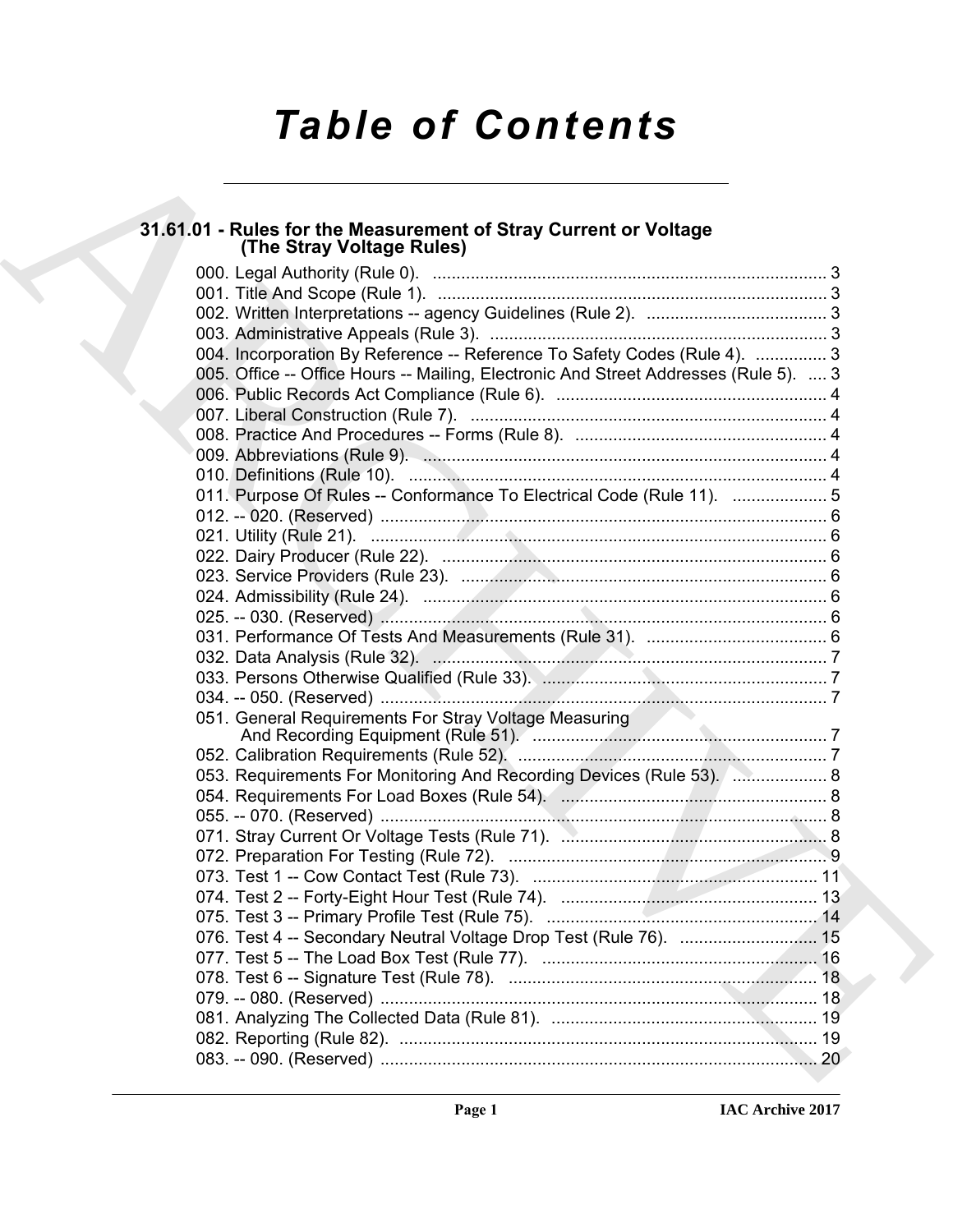# Table of Contents

## 31.61.01 - Rules for the Measurement of Stray Current or Voltage (The Stray Voltage Rules)

000. Legal Authority (Rule 0). .......... 3
001. Title And Scope (Rule 1). .......... 3
002. Written Interpretations -- agency Guidelines (Rule 2). .......... 3
003. Administrative Appeals (Rule 3). .......... 3
004. Incorporation By Reference -- Reference To Safety Codes (Rule 4). .......... 3
005. Office -- Office Hours -- Mailing, Electronic And Street Addresses (Rule 5). .......... 3
006. Public Records Act Compliance (Rule 6). .......... 4
007. Liberal Construction (Rule 7). .......... 4
008. Practice And Procedures -- Forms (Rule 8). .......... 4
009. Abbreviations (Rule 9). .......... 4
010. Definitions (Rule 10). .......... 4
011. Purpose Of Rules -- Conformance To Electrical Code (Rule 11). .......... 5
012. -- 020. (Reserved) .......... 6
021. Utility (Rule 21). .......... 6
022. Dairy Producer (Rule 22). .......... 6
023. Service Providers (Rule 23). .......... 6
024. Admissibility (Rule 24). .......... 6
025. -- 030. (Reserved) .......... 6
031. Performance Of Tests And Measurements (Rule 31). .......... 6
032. Data Analysis (Rule 32). .......... 7
033. Persons Otherwise Qualified (Rule 33). .......... 7
034. -- 050. (Reserved) .......... 7
051. General Requirements For Stray Voltage Measuring And Recording Equipment (Rule 51). .......... 7
052. Calibration Requirements (Rule 52). .......... 7
053. Requirements For Monitoring And Recording Devices (Rule 53). .......... 8
054. Requirements For Load Boxes (Rule 54). .......... 8
055. -- 070. (Reserved) .......... 8
071. Stray Current Or Voltage Tests (Rule 71). .......... 8
072. Preparation For Testing (Rule 72). .......... 9
073. Test 1 -- Cow Contact Test (Rule 73). .......... 11
074. Test 2 -- Forty-Eight Hour Test (Rule 74). .......... 13
075. Test 3 -- Primary Profile Test (Rule 75). .......... 14
076. Test 4 -- Secondary Neutral Voltage Drop Test (Rule 76). .......... 15
077. Test 5 -- The Load Box Test (Rule 77). .......... 16
078. Test 6 -- Signature Test (Rule 78). .......... 18
079. -- 080. (Reserved) .......... 18
081. Analyzing The Collected Data (Rule 81). .......... 19
082. Reporting (Rule 82). .......... 19
083. -- 090. (Reserved) .......... 20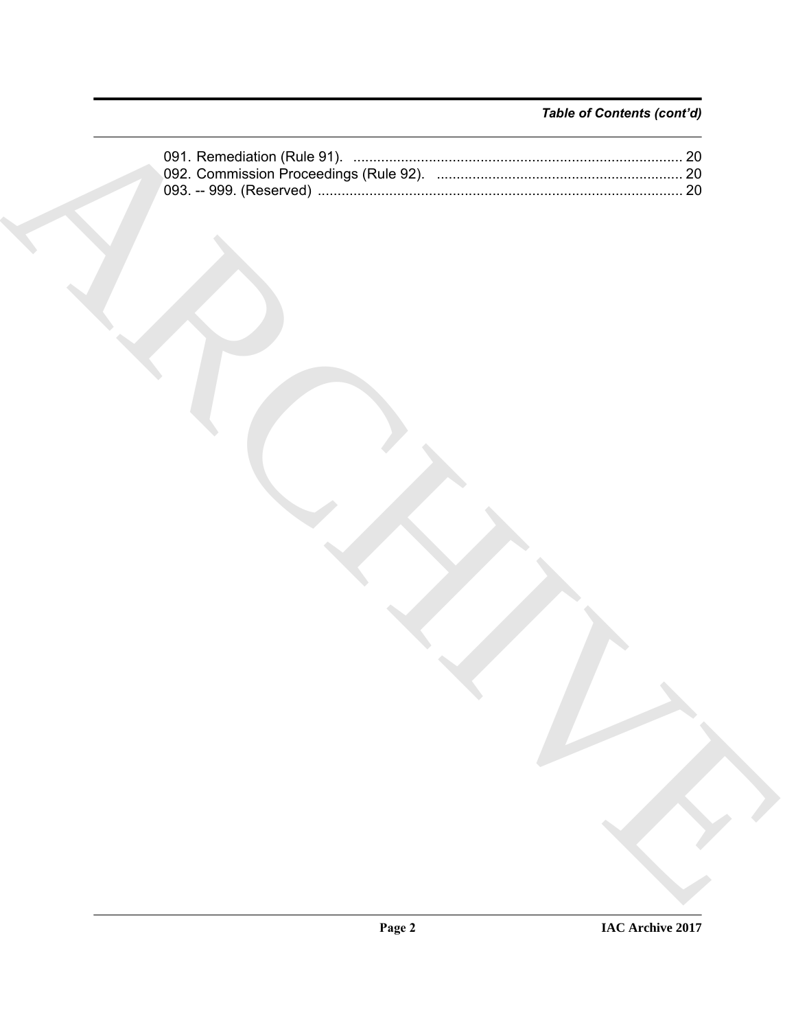*Table of Contents (cont'd)*

091. Remediation (Rule 91). .................................................................................. 20
092. Commission Proceedings (Rule 92). ............................................................. 20
093. -- 999. (Reserved) ........................................................................................... 20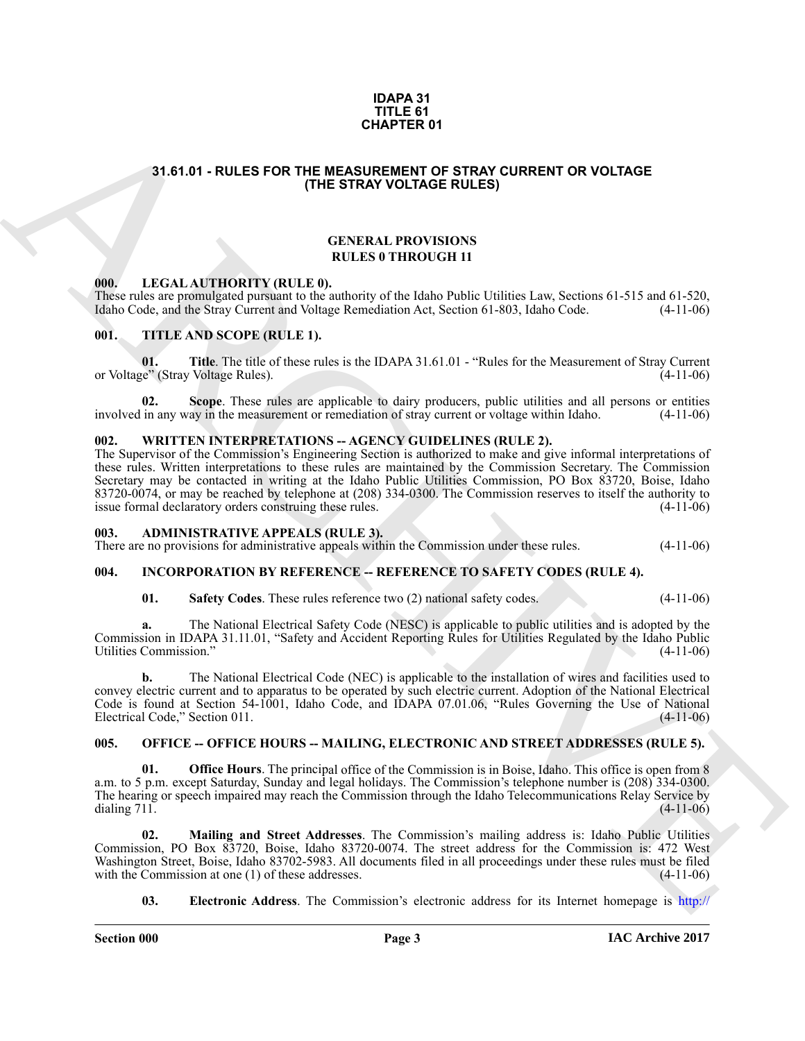# IDAPA 31
# TITLE 61
# CHAPTER 01

## 31.61.01 - RULES FOR THE MEASUREMENT OF STRAY CURRENT OR VOLTAGE (THE STRAY VOLTAGE RULES)

### GENERAL PROVISIONS
### RULES 0 THROUGH 11

**000. LEGAL AUTHORITY (RULE 0).**
These rules are promulgated pursuant to the authority of the Idaho Public Utilities Law, Sections 61-515 and 61-520, Idaho Code, and the Stray Current and Voltage Remediation Act, Section 61-803, Idaho Code. (4-11-06)

**001. TITLE AND SCOPE (RULE 1).**

**01. Title**. The title of these rules is the IDAPA 31.61.01 - "Rules for the Measurement of Stray Current or Voltage" (Stray Voltage Rules). (4-11-06)

**02. Scope**. These rules are applicable to dairy producers, public utilities and all persons or entities involved in any way in the measurement or remediation of stray current or voltage within Idaho. (4-11-06)

**002. WRITTEN INTERPRETATIONS -- AGENCY GUIDELINES (RULE 2).**
The Supervisor of the Commission's Engineering Section is authorized to make and give informal interpretations of these rules. Written interpretations to these rules are maintained by the Commission Secretary. The Commission Secretary may be contacted in writing at the Idaho Public Utilities Commission, PO Box 83720, Boise, Idaho 83720-0074, or may be reached by telephone at (208) 334-0300. The Commission reserves to itself the authority to issue formal declaratory orders construing these rules. (4-11-06)

**003. ADMINISTRATIVE APPEALS (RULE 3).**
There are no provisions for administrative appeals within the Commission under these rules. (4-11-06)

**004. INCORPORATION BY REFERENCE -- REFERENCE TO SAFETY CODES (RULE 4).**

**01. Safety Codes**. These rules reference two (2) national safety codes. (4-11-06)

**a.** The National Electrical Safety Code (NESC) is applicable to public utilities and is adopted by the Commission in IDAPA 31.11.01, "Safety and Accident Reporting Rules for Utilities Regulated by the Idaho Public Utilities Commission." (4-11-06)

**b.** The National Electrical Code (NEC) is applicable to the installation of wires and facilities used to convey electric current and to apparatus to be operated by such electric current. Adoption of the National Electrical Code is found at Section 54-1001, Idaho Code, and IDAPA 07.01.06, "Rules Governing the Use of National Electrical Code," Section 011. (4-11-06)

**005. OFFICE -- OFFICE HOURS -- MAILING, ELECTRONIC AND STREET ADDRESSES (RULE 5).**

**01. Office Hours**. The principal office of the Commission is in Boise, Idaho. This office is open from 8 a.m. to 5 p.m. except Saturday, Sunday and legal holidays. The Commission's telephone number is (208) 334-0300. The hearing or speech impaired may reach the Commission through the Idaho Telecommunications Relay Service by dialing 711. (4-11-06)

**02. Mailing and Street Addresses**. The Commission's mailing address is: Idaho Public Utilities Commission, PO Box 83720, Boise, Idaho 83720-0074. The street address for the Commission is: 472 West Washington Street, Boise, Idaho 83702-5983. All documents filed in all proceedings under these rules must be filed with the Commission at one (1) of these addresses. (4-11-06)

**03. Electronic Address**. The Commission's electronic address for its Internet homepage is http://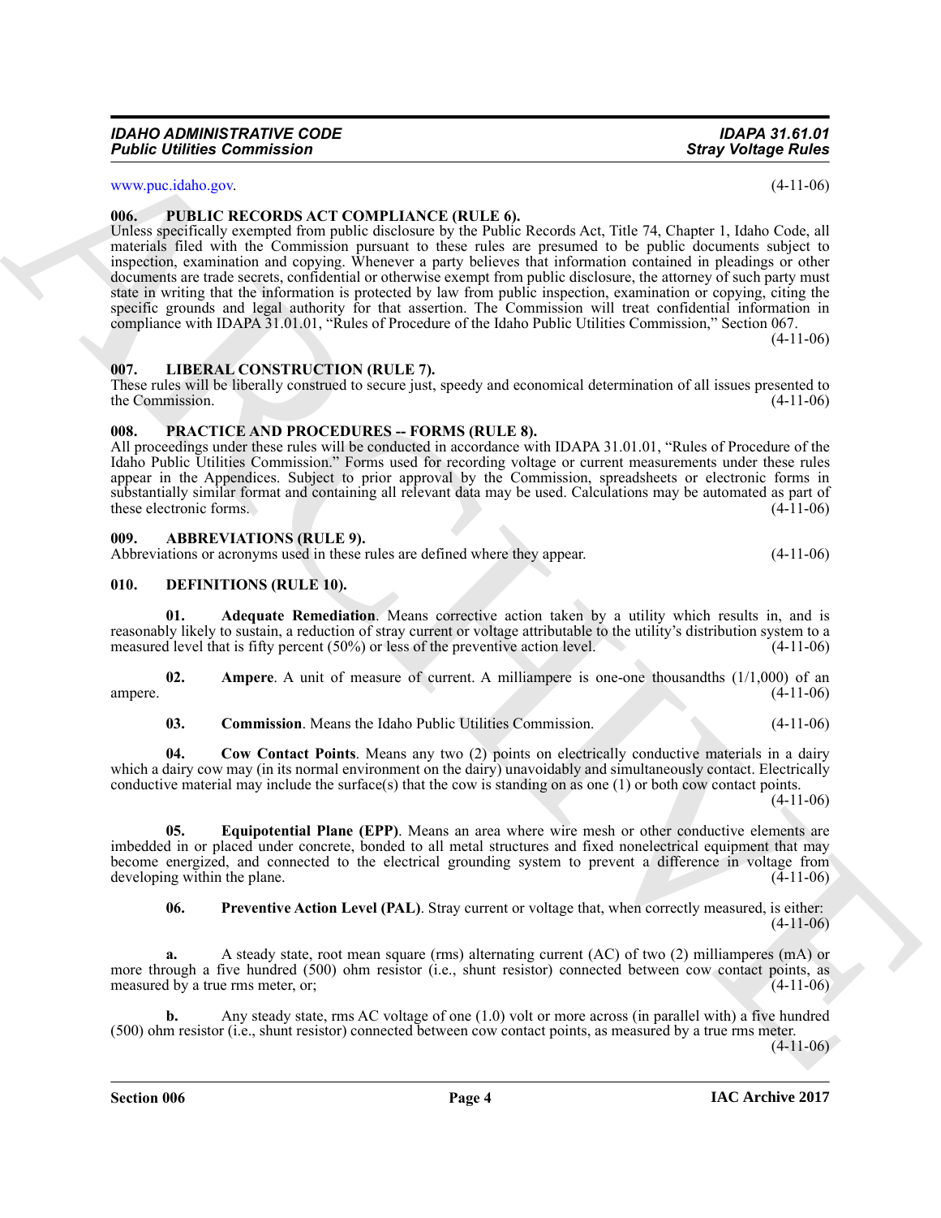www.puc.idaho.gov. (4-11-06)

**006. PUBLIC RECORDS ACT COMPLIANCE (RULE 6).**

Unless specifically exempted from public disclosure by the Public Records Act, Title 74, Chapter 1, Idaho Code, all materials filed with the Commission pursuant to these rules are presumed to be public documents subject to inspection, examination and copying. Whenever a party believes that information contained in pleadings or other documents are trade secrets, confidential or otherwise exempt from public disclosure, the attorney of such party must state in writing that the information is protected by law from public inspection, examination or copying, citing the specific grounds and legal authority for that assertion. The Commission will treat confidential information in compliance with IDAPA 31.01.01, "Rules of Procedure of the Idaho Public Utilities Commission," Section 067. (4-11-06)

**007. LIBERAL CONSTRUCTION (RULE 7).**

These rules will be liberally construed to secure just, speedy and economical determination of all issues presented to the Commission. (4-11-06)

**008. PRACTICE AND PROCEDURES -- FORMS (RULE 8).**

All proceedings under these rules will be conducted in accordance with IDAPA 31.01.01, "Rules of Procedure of the Idaho Public Utilities Commission." Forms used for recording voltage or current measurements under these rules appear in the Appendices. Subject to prior approval by the Commission, spreadsheets or electronic forms in substantially similar format and containing all relevant data may be used. Calculations may be automated as part of these electronic forms. (4-11-06)

**009. ABBREVIATIONS (RULE 9).**

Abbreviations or acronyms used in these rules are defined where they appear. (4-11-06)

**010. DEFINITIONS (RULE 10).**

**01. Adequate Remediation**. Means corrective action taken by a utility which results in, and is reasonably likely to sustain, a reduction of stray current or voltage attributable to the utility's distribution system to a measured level that is fifty percent (50%) or less of the preventive action level. (4-11-06)

**02. Ampere**. A unit of measure of current. A milliampere is one-one thousandths (1/1,000) of an ampere. (4-11-06)

**03. Commission**. Means the Idaho Public Utilities Commission. (4-11-06)

**04. Cow Contact Points**. Means any two (2) points on electrically conductive materials in a dairy which a dairy cow may (in its normal environment on the dairy) unavoidably and simultaneously contact. Electrically conductive material may include the surface(s) that the cow is standing on as one (1) or both cow contact points. (4-11-06)

**05. Equipotential Plane (EPP)**. Means an area where wire mesh or other conductive elements are imbedded in or placed under concrete, bonded to all metal structures and fixed nonelectrical equipment that may become energized, and connected to the electrical grounding system to prevent a difference in voltage from developing within the plane. (4-11-06)

**06. Preventive Action Level (PAL)**. Stray current or voltage that, when correctly measured, is either: (4-11-06)

**a.** A steady state, root mean square (rms) alternating current (AC) of two (2) milliamperes (mA) or more through a five hundred (500) ohm resistor (i.e., shunt resistor) connected between cow contact points, as measured by a true rms meter, or; (4-11-06)

**b.** Any steady state, rms AC voltage of one (1.0) volt or more across (in parallel with) a five hundred (500) ohm resistor (i.e., shunt resistor) connected between cow contact points, as measured by a true rms meter. (4-11-06)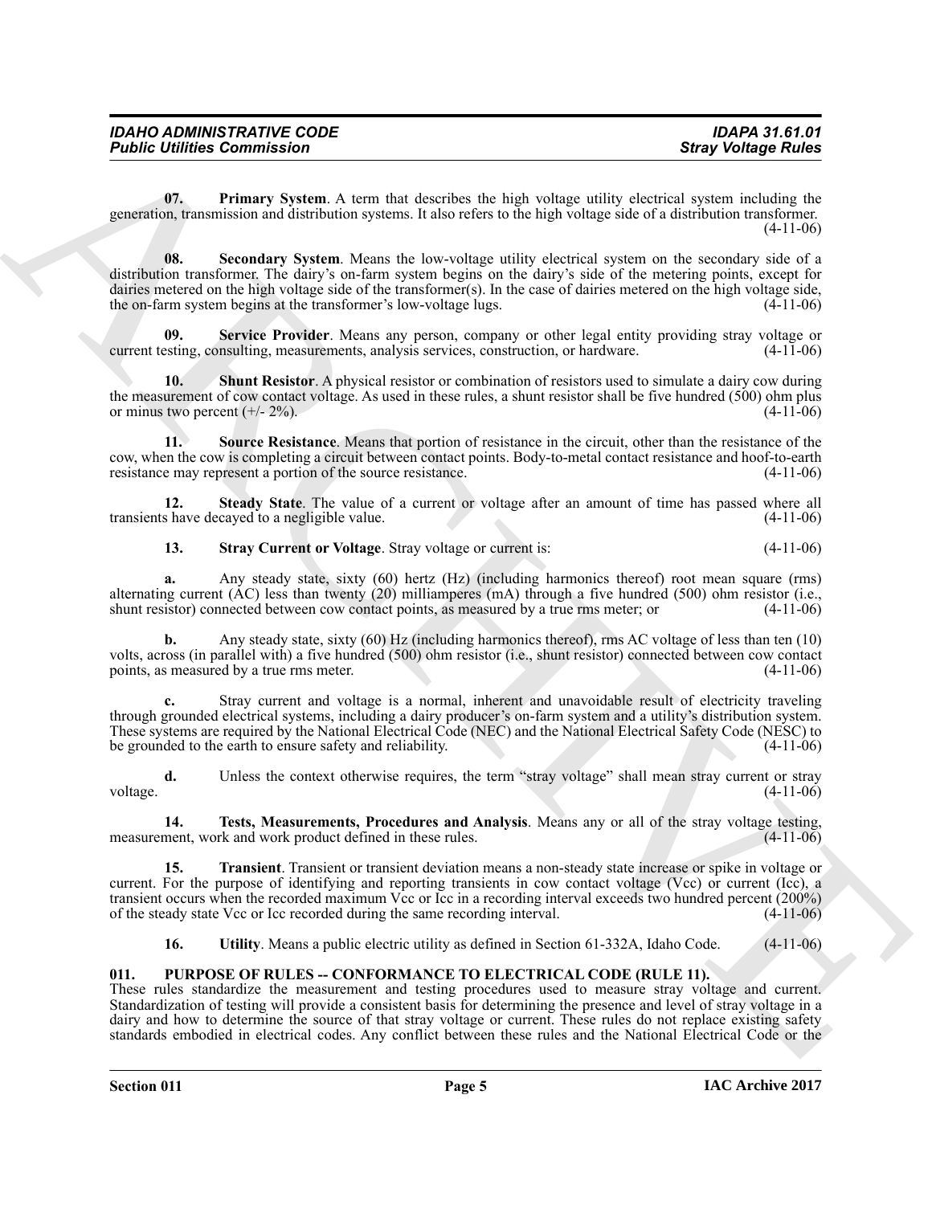**07. Primary System**. A term that describes the high voltage utility electrical system including the generation, transmission and distribution systems. It also refers to the high voltage side of a distribution transformer. (4-11-06)

**08. Secondary System**. Means the low-voltage utility electrical system on the secondary side of a distribution transformer. The dairy's on-farm system begins on the dairy's side of the metering points, except for dairies metered on the high voltage side of the transformer(s). In the case of dairies metered on the high voltage side, the on-farm system begins at the transformer's low-voltage lugs. (4-11-06)

**09. Service Provider**. Means any person, company or other legal entity providing stray voltage or current testing, consulting, measurements, analysis services, construction, or hardware. (4-11-06)

**10. Shunt Resistor**. A physical resistor or combination of resistors used to simulate a dairy cow during the measurement of cow contact voltage. As used in these rules, a shunt resistor shall be five hundred (500) ohm plus or minus two percent (+/- 2%). (4-11-06)

**11. Source Resistance**. Means that portion of resistance in the circuit, other than the resistance of the cow, when the cow is completing a circuit between contact points. Body-to-metal contact resistance and hoof-to-earth resistance may represent a portion of the source resistance. (4-11-06)

**12. Steady State**. The value of a current or voltage after an amount of time has passed where all transients have decayed to a negligible value. (4-11-06)

**13. Stray Current or Voltage**. Stray voltage or current is: (4-11-06)

**a.** Any steady state, sixty (60) hertz (Hz) (including harmonics thereof) root mean square (rms) alternating current (AC) less than twenty (20) milliamperes (mA) through a five hundred (500) ohm resistor (i.e., shunt resistor) connected between cow contact points, as measured by a true rms meter; or (4-11-06)

**b.** Any steady state, sixty (60) Hz (including harmonics thereof), rms AC voltage of less than ten (10) volts, across (in parallel with) a five hundred (500) ohm resistor (i.e., shunt resistor) connected between cow contact points, as measured by a true rms meter. (4-11-06)

**c.** Stray current and voltage is a normal, inherent and unavoidable result of electricity traveling through grounded electrical systems, including a dairy producer's on-farm system and a utility's distribution system. These systems are required by the National Electrical Code (NEC) and the National Electrical Safety Code (NESC) to be grounded to the earth to ensure safety and reliability. (4-11-06)

**d.** Unless the context otherwise requires, the term "stray voltage" shall mean stray current or stray voltage. (4-11-06)

**14. Tests, Measurements, Procedures and Analysis**. Means any or all of the stray voltage testing, measurement, work and work product defined in these rules. (4-11-06)

**15. Transient**. Transient or transient deviation means a non-steady state increase or spike in voltage or current. For the purpose of identifying and reporting transients in cow contact voltage (Vcc) or current (Icc), a transient occurs when the recorded maximum Vcc or Icc in a recording interval exceeds two hundred percent (200%) of the steady state Vcc or Icc recorded during the same recording interval. (4-11-06)

**16. Utility**. Means a public electric utility as defined in Section 61-332A, Idaho Code. (4-11-06)

## 011. PURPOSE OF RULES -- CONFORMANCE TO ELECTRICAL CODE (RULE 11).

These rules standardize the measurement and testing procedures used to measure stray voltage and current. Standardization of testing will provide a consistent basis for determining the presence and level of stray voltage in a dairy and how to determine the source of that stray voltage or current. These rules do not replace existing safety standards embodied in electrical codes. Any conflict between these rules and the National Electrical Code or the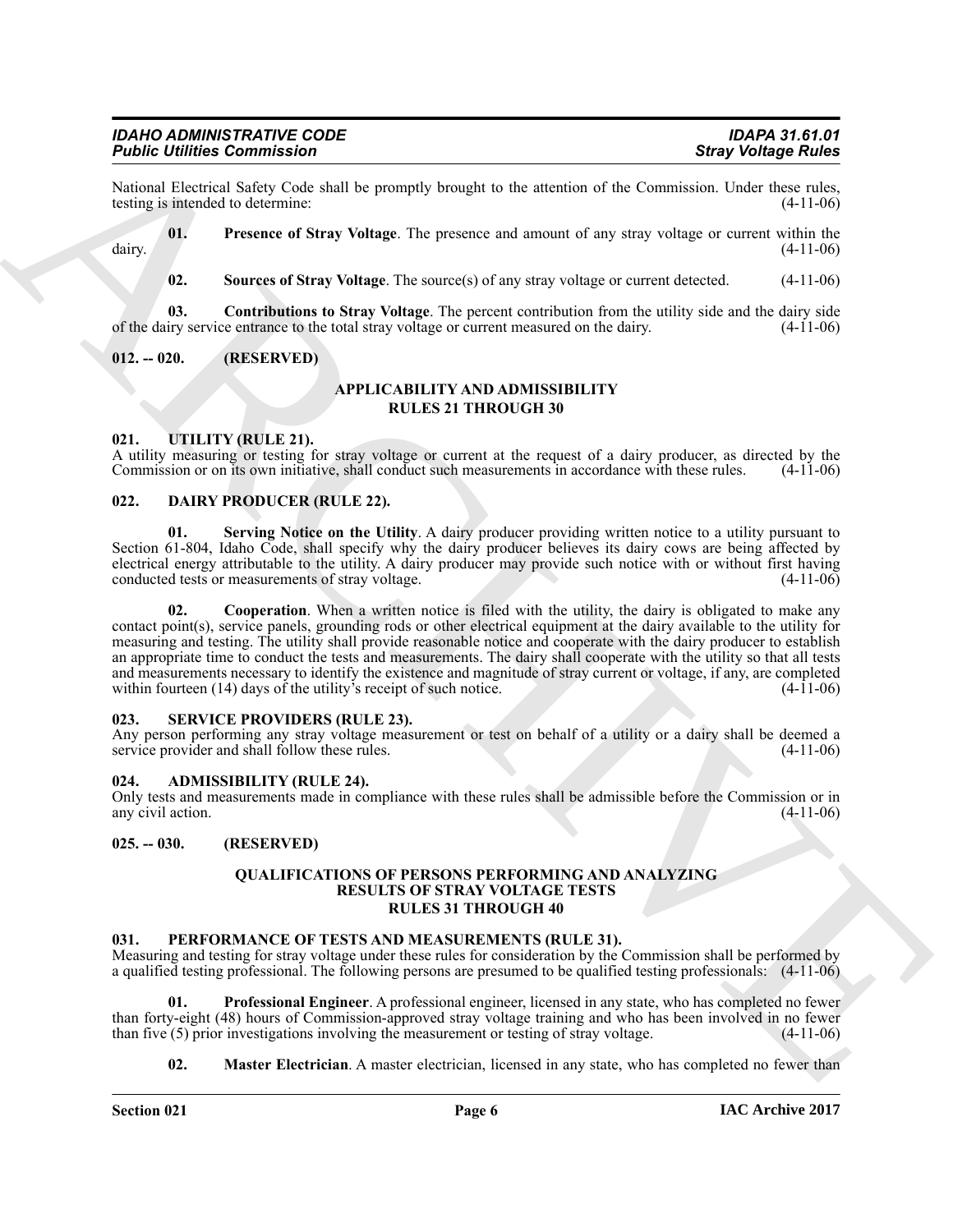National Electrical Safety Code shall be promptly brought to the attention of the Commission. Under these rules, testing is intended to determine: (4-11-06)

**01. Presence of Stray Voltage**. The presence and amount of any stray voltage or current within the dairy. (4-11-06)

**02. Sources of Stray Voltage**. The source(s) of any stray voltage or current detected. (4-11-06)

**03. Contributions to Stray Voltage**. The percent contribution from the utility side and the dairy side of the dairy service entrance to the total stray voltage or current measured on the dairy. (4-11-06)

**012. -- 020. (RESERVED)**

## APPLICABILITY AND ADMISSIBILITY
## RULES 21 THROUGH 30

### 021. UTILITY (RULE 21).

A utility measuring or testing for stray voltage or current at the request of a dairy producer, as directed by the Commission or on its own initiative, shall conduct such measurements in accordance with these rules. (4-11-06)

### 022. DAIRY PRODUCER (RULE 22).

**01. Serving Notice on the Utility**. A dairy producer providing written notice to a utility pursuant to Section 61-804, Idaho Code, shall specify why the dairy producer believes its dairy cows are being affected by electrical energy attributable to the utility. A dairy producer may provide such notice with or without first having conducted tests or measurements of stray voltage. (4-11-06)

**02. Cooperation**. When a written notice is filed with the utility, the dairy is obligated to make any contact point(s), service panels, grounding rods or other electrical equipment at the dairy available to the utility for measuring and testing. The utility shall provide reasonable notice and cooperate with the dairy producer to establish an appropriate time to conduct the tests and measurements. The dairy shall cooperate with the utility so that all tests and measurements necessary to identify the existence and magnitude of stray current or voltage, if any, are completed within fourteen (14) days of the utility's receipt of such notice. (4-11-06)

### 023. SERVICE PROVIDERS (RULE 23).

Any person performing any stray voltage measurement or test on behalf of a utility or a dairy shall be deemed a service provider and shall follow these rules. (4-11-06)

### 024. ADMISSIBILITY (RULE 24).

Only tests and measurements made in compliance with these rules shall be admissible before the Commission or in any civil action. (4-11-06)

**025. -- 030. (RESERVED)**

## QUALIFICATIONS OF PERSONS PERFORMING AND ANALYZING RESULTS OF STRAY VOLTAGE TESTS
## RULES 31 THROUGH 40

### 031. PERFORMANCE OF TESTS AND MEASUREMENTS (RULE 31).

Measuring and testing for stray voltage under these rules for consideration by the Commission shall be performed by a qualified testing professional. The following persons are presumed to be qualified testing professionals: (4-11-06)

**01. Professional Engineer**. A professional engineer, licensed in any state, who has completed no fewer than forty-eight (48) hours of Commission-approved stray voltage training and who has been involved in no fewer than five (5) prior investigations involving the measurement or testing of stray voltage. (4-11-06)

**02. Master Electrician**. A master electrician, licensed in any state, who has completed no fewer than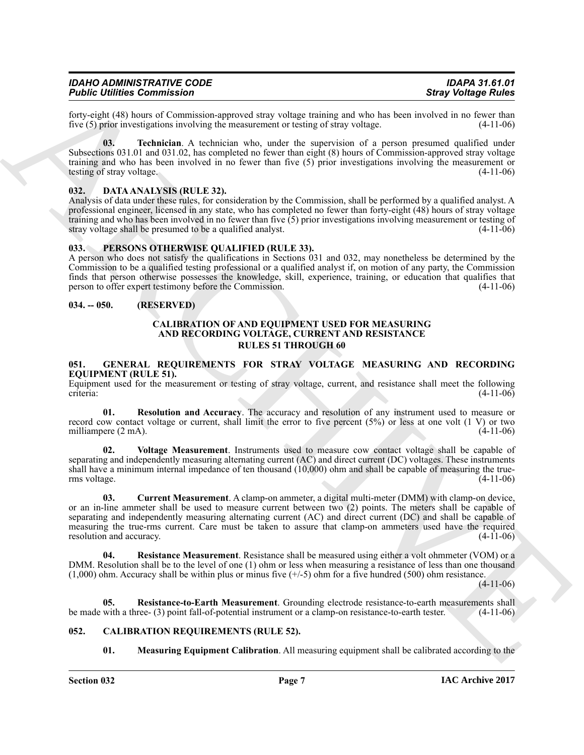forty-eight (48) hours of Commission-approved stray voltage training and who has been involved in no fewer than five (5) prior investigations involving the measurement or testing of stray voltage. (4-11-06)

**03. Technician**. A technician who, under the supervision of a person presumed qualified under Subsections 031.01 and 031.02, has completed no fewer than eight (8) hours of Commission-approved stray voltage training and who has been involved in no fewer than five (5) prior investigations involving the measurement or testing of stray voltage. (4-11-06)

### 032. DATA ANALYSIS (RULE 32).

Analysis of data under these rules, for consideration by the Commission, shall be performed by a qualified analyst. A professional engineer, licensed in any state, who has completed no fewer than forty-eight (48) hours of stray voltage training and who has been involved in no fewer than five (5) prior investigations involving measurement or testing of stray voltage shall be presumed to be a qualified analyst. (4-11-06)

### 033. PERSONS OTHERWISE QUALIFIED (RULE 33).

A person who does not satisfy the qualifications in Sections 031 and 032, may nonetheless be determined by the Commission to be a qualified testing professional or a qualified analyst if, on motion of any party, the Commission finds that person otherwise possesses the knowledge, skill, experience, training, or education that qualifies that person to offer expert testimony before the Commission. (4-11-06)

### 034. -- 050. (RESERVED)

## CALIBRATION OF AND EQUIPMENT USED FOR MEASURING AND RECORDING VOLTAGE, CURRENT AND RESISTANCE RULES 51 THROUGH 60

### 051. GENERAL REQUIREMENTS FOR STRAY VOLTAGE MEASURING AND RECORDING EQUIPMENT (RULE 51).

Equipment used for the measurement or testing of stray voltage, current, and resistance shall meet the following criteria: (4-11-06)

**01. Resolution and Accuracy**. The accuracy and resolution of any instrument used to measure or record cow contact voltage or current, shall limit the error to five percent (5%) or less at one volt (1 V) or two milliampere (2 mA). (4-11-06)

**02. Voltage Measurement**. Instruments used to measure cow contact voltage shall be capable of separating and independently measuring alternating current (AC) and direct current (DC) voltages. These instruments shall have a minimum internal impedance of ten thousand (10,000) ohm and shall be capable of measuring the true-rms voltage. (4-11-06)

**03. Current Measurement**. A clamp-on ammeter, a digital multi-meter (DMM) with clamp-on device, or an in-line ammeter shall be used to measure current between two (2) points. The meters shall be capable of separating and independently measuring alternating current (AC) and direct current (DC) and shall be capable of measuring the true-rms current. Care must be taken to assure that clamp-on ammeters used have the required resolution and accuracy. (4-11-06)

**04. Resistance Measurement**. Resistance shall be measured using either a volt ohmmeter (VOM) or a DMM. Resolution shall be to the level of one (1) ohm or less when measuring a resistance of less than one thousand (1,000) ohm. Accuracy shall be within plus or minus five (+/-5) ohm for a five hundred (500) ohm resistance. (4-11-06)

**05. Resistance-to-Earth Measurement**. Grounding electrode resistance-to-earth measurements shall be made with a three- (3) point fall-of-potential instrument or a clamp-on resistance-to-earth tester. (4-11-06)

### 052. CALIBRATION REQUIREMENTS (RULE 52).

**01. Measuring Equipment Calibration**. All measuring equipment shall be calibrated according to the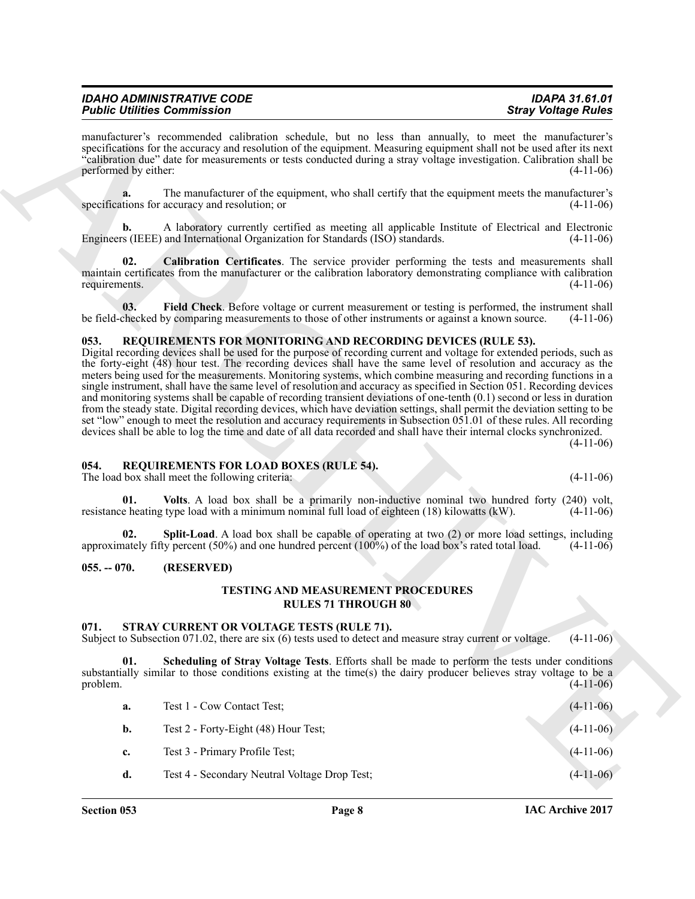manufacturer's recommended calibration schedule, but no less than annually, to meet the manufacturer's specifications for the accuracy and resolution of the equipment. Measuring equipment shall not be used after its next "calibration due" date for measurements or tests conducted during a stray voltage investigation. Calibration shall be performed by either: (4-11-06)

**a.** The manufacturer of the equipment, who shall certify that the equipment meets the manufacturer's specifications for accuracy and resolution; or (4-11-06)

**b.** A laboratory currently certified as meeting all applicable Institute of Electrical and Electronic Engineers (IEEE) and International Organization for Standards (ISO) standards. (4-11-06)

**02. Calibration Certificates**. The service provider performing the tests and measurements shall maintain certificates from the manufacturer or the calibration laboratory demonstrating compliance with calibration requirements. (4-11-06)

**03. Field Check**. Before voltage or current measurement or testing is performed, the instrument shall be field-checked by comparing measurements to those of other instruments or against a known source. (4-11-06)

### 053. REQUIREMENTS FOR MONITORING AND RECORDING DEVICES (RULE 53).

Digital recording devices shall be used for the purpose of recording current and voltage for extended periods, such as the forty-eight (48) hour test. The recording devices shall have the same level of resolution and accuracy as the meters being used for the measurements. Monitoring systems, which combine measuring and recording functions in a single instrument, shall have the same level of resolution and accuracy as specified in Section 051. Recording devices and monitoring systems shall be capable of recording transient deviations of one-tenth (0.1) second or less in duration from the steady state. Digital recording devices, which have deviation settings, shall permit the deviation setting to be set "low" enough to meet the resolution and accuracy requirements in Subsection 051.01 of these rules. All recording devices shall be able to log the time and date of all data recorded and shall have their internal clocks synchronized. (4-11-06)

### 054. REQUIREMENTS FOR LOAD BOXES (RULE 54).

The load box shall meet the following criteria: (4-11-06)

**01. Volts**. A load box shall be a primarily non-inductive nominal two hundred forty (240) volt, resistance heating type load with a minimum nominal full load of eighteen (18) kilowatts (kW). (4-11-06)

**02. Split-Load**. A load box shall be capable of operating at two (2) or more load settings, including approximately fifty percent (50%) and one hundred percent (100%) of the load box's rated total load. (4-11-06)

### 055. -- 070. (RESERVED)

## TESTING AND MEASUREMENT PROCEDURES RULES 71 THROUGH 80

### 071. STRAY CURRENT OR VOLTAGE TESTS (RULE 71).

Subject to Subsection 071.02, there are six (6) tests used to detect and measure stray current or voltage. (4-11-06)

**01. Scheduling of Stray Voltage Tests**. Efforts shall be made to perform the tests under conditions substantially similar to those conditions existing at the time(s) the dairy producer believes stray voltage to be a problem. (4-11-06)

**a.** Test 1 - Cow Contact Test; (4-11-06)

**b.** Test 2 - Forty-Eight (48) Hour Test; (4-11-06)

**c.** Test 3 - Primary Profile Test; (4-11-06)

**d.** Test 4 - Secondary Neutral Voltage Drop Test; (4-11-06)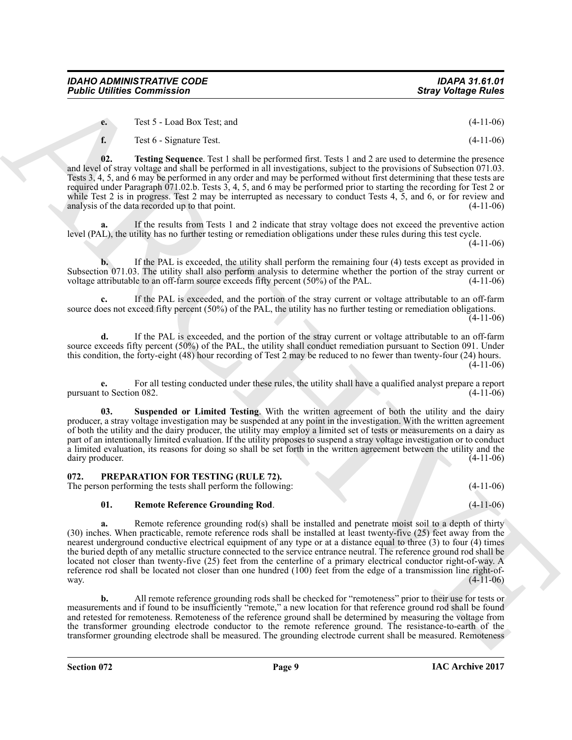**e.** Test 5 - Load Box Test; and (4-11-06)

**f.** Test 6 - Signature Test. (4-11-06)

**02. Testing Sequence**. Test 1 shall be performed first. Tests 1 and 2 are used to determine the presence and level of stray voltage and shall be performed in all investigations, subject to the provisions of Subsection 071.03. Tests 3, 4, 5, and 6 may be performed in any order and may be performed without first determining that these tests are required under Paragraph 071.02.b. Tests 3, 4, 5, and 6 may be performed prior to starting the recording for Test 2 or while Test 2 is in progress. Test 2 may be interrupted as necessary to conduct Tests 4, 5, and 6, or for review and analysis of the data recorded up to that point. (4-11-06)

**a.** If the results from Tests 1 and 2 indicate that stray voltage does not exceed the preventive action level (PAL), the utility has no further testing or remediation obligations under these rules during this test cycle. (4-11-06)

**b.** If the PAL is exceeded, the utility shall perform the remaining four (4) tests except as provided in Subsection 071.03. The utility shall also perform analysis to determine whether the portion of the stray current or voltage attributable to an off-farm source exceeds fifty percent (50%) of the PAL. (4-11-06)

**c.** If the PAL is exceeded, and the portion of the stray current or voltage attributable to an off-farm source does not exceed fifty percent (50%) of the PAL, the utility has no further testing or remediation obligations. (4-11-06)

**d.** If the PAL is exceeded, and the portion of the stray current or voltage attributable to an off-farm source exceeds fifty percent (50%) of the PAL, the utility shall conduct remediation pursuant to Section 091. Under this condition, the forty-eight (48) hour recording of Test 2 may be reduced to no fewer than twenty-four (24) hours. (4-11-06)

**e.** For all testing conducted under these rules, the utility shall have a qualified analyst prepare a report pursuant to Section 082. (4-11-06)

**03. Suspended or Limited Testing**. With the written agreement of both the utility and the dairy producer, a stray voltage investigation may be suspended at any point in the investigation. With the written agreement of both the utility and the dairy producer, the utility may employ a limited set of tests or measurements on a dairy as part of an intentionally limited evaluation. If the utility proposes to suspend a stray voltage investigation or to conduct a limited evaluation, its reasons for doing so shall be set forth in the written agreement between the utility and the dairy producer. (4-11-06)

## 072. PREPARATION FOR TESTING (RULE 72).

The person performing the tests shall perform the following: (4-11-06)

**01. Remote Reference Grounding Rod**. (4-11-06)

**a.** Remote reference grounding rod(s) shall be installed and penetrate moist soil to a depth of thirty (30) inches. When practicable, remote reference rods shall be installed at least twenty-five (25) feet away from the nearest underground conductive electrical equipment of any type or at a distance equal to three (3) to four (4) times the buried depth of any metallic structure connected to the service entrance neutral. The reference ground rod shall be located not closer than twenty-five (25) feet from the centerline of a primary electrical conductor right-of-way. A reference rod shall be located not closer than one hundred (100) feet from the edge of a transmission line right-of-way. (4-11-06)

**b.** All remote reference grounding rods shall be checked for "remoteness" prior to their use for tests or measurements and if found to be insufficiently "remote," a new location for that reference ground rod shall be found and retested for remoteness. Remoteness of the reference ground shall be determined by measuring the voltage from the transformer grounding electrode conductor to the remote reference ground. The resistance-to-earth of the transformer grounding electrode shall be measured. The grounding electrode current shall be measured. Remoteness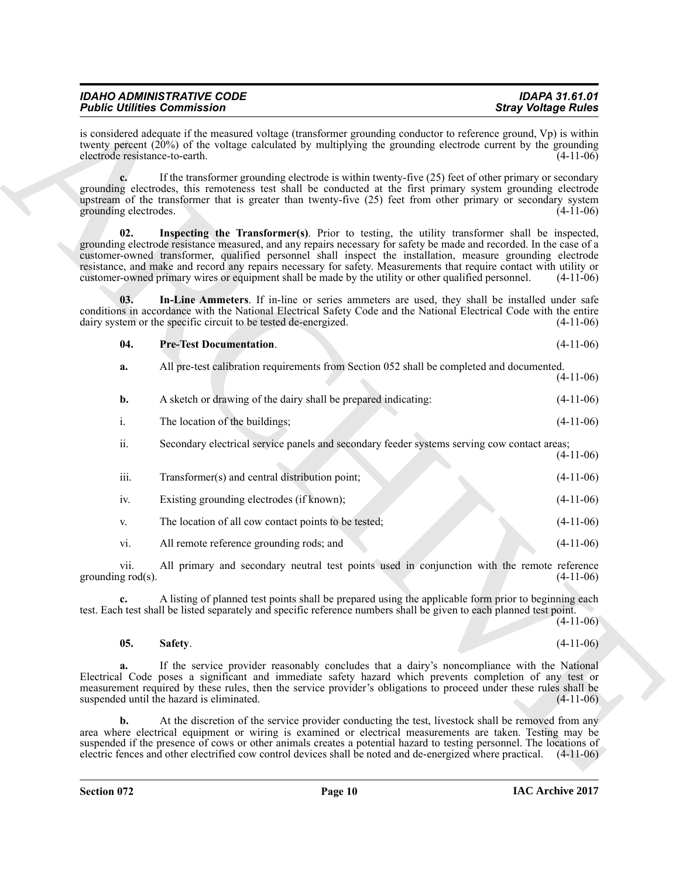is considered adequate if the measured voltage (transformer grounding conductor to reference ground, Vp) is within twenty percent (20%) of the voltage calculated by multiplying the grounding electrode current by the grounding electrode resistance-to-earth. (4-11-06)

**c.** If the transformer grounding electrode is within twenty-five (25) feet of other primary or secondary grounding electrodes, this remoteness test shall be conducted at the first primary system grounding electrode upstream of the transformer that is greater than twenty-five (25) feet from other primary or secondary system grounding electrodes. (4-11-06)

**02. Inspecting the Transformer(s)**. Prior to testing, the utility transformer shall be inspected, grounding electrode resistance measured, and any repairs necessary for safety be made and recorded. In the case of a customer-owned transformer, qualified personnel shall inspect the installation, measure grounding electrode resistance, and make and record any repairs necessary for safety. Measurements that require contact with utility or customer-owned primary wires or equipment shall be made by the utility or other qualified personnel. (4-11-06)

**03. In-Line Ammeters**. If in-line or series ammeters are used, they shall be installed under safe conditions in accordance with the National Electrical Safety Code and the National Electrical Code with the entire dairy system or the specific circuit to be tested de-energized. (4-11-06)

**04. Pre-Test Documentation**. (4-11-06)

**a.** All pre-test calibration requirements from Section 052 shall be completed and documented. (4-11-06)

**b.** A sketch or drawing of the dairy shall be prepared indicating: (4-11-06)

i. The location of the buildings; (4-11-06)

ii. Secondary electrical service panels and secondary feeder systems serving cow contact areas; (4-11-06)

iii. Transformer(s) and central distribution point; (4-11-06)

iv. Existing grounding electrodes (if known); (4-11-06)

v. The location of all cow contact points to be tested; (4-11-06)

vi. All remote reference grounding rods; and (4-11-06)

vii. All primary and secondary neutral test points used in conjunction with the remote reference grounding rod(s). (4-11-06)

**c.** A listing of planned test points shall be prepared using the applicable form prior to beginning each test. Each test shall be listed separately and specific reference numbers shall be given to each planned test point. (4-11-06)

**05. Safety**. (4-11-06)

**a.** If the service provider reasonably concludes that a dairy's noncompliance with the National Electrical Code poses a significant and immediate safety hazard which prevents completion of any test or measurement required by these rules, then the service provider's obligations to proceed under these rules shall be suspended until the hazard is eliminated. (4-11-06)

**b.** At the discretion of the service provider conducting the test, livestock shall be removed from any area where electrical equipment or wiring is examined or electrical measurements are taken. Testing may be suspended if the presence of cows or other animals creates a potential hazard to testing personnel. The locations of electric fences and other electrified cow control devices shall be noted and de-energized where practical. (4-11-06)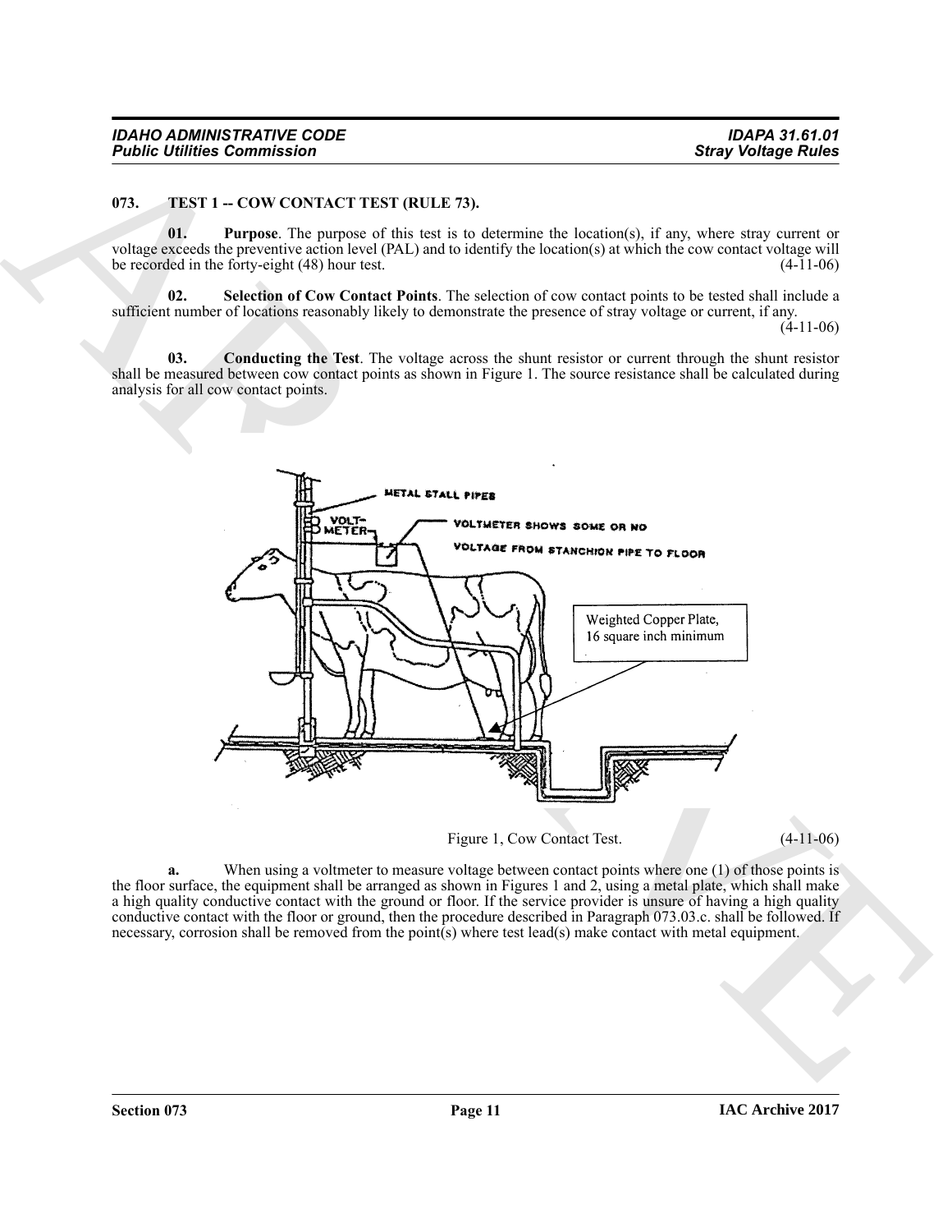## 073. TEST 1 -- COW CONTACT TEST (RULE 73).

**01. Purpose**. The purpose of this test is to determine the location(s), if any, where stray current or voltage exceeds the preventive action level (PAL) and to identify the location(s) at which the cow contact voltage will be recorded in the forty-eight (48) hour test. (4-11-06)

**02. Selection of Cow Contact Points**. The selection of cow contact points to be tested shall include a sufficient number of locations reasonably likely to demonstrate the presence of stray voltage or current, if any. (4-11-06)

**03. Conducting the Test**. The voltage across the shunt resistor or current through the shunt resistor shall be measured between cow contact points as shown in Figure 1. The source resistance shall be calculated during analysis for all cow contact points.

METAL STALL PIPES

VOLT-METER

VOLTMETER SHOWS SOME OR NO VOLTAGE FROM STANCHION PIPE TO FLOOR

Weighted Copper Plate, 16 square inch minimum

Figure 1, Cow Contact Test. (4-11-06)

**a.** When using a voltmeter to measure voltage between contact points where one (1) of those points is the floor surface, the equipment shall be arranged as shown in Figures 1 and 2, using a metal plate, which shall make a high quality conductive contact with the ground or floor. If the service provider is unsure of having a high quality conductive contact with the floor or ground, then the procedure described in Paragraph 073.03.c. shall be followed. If necessary, corrosion shall be removed from the point(s) where test lead(s) make contact with metal equipment.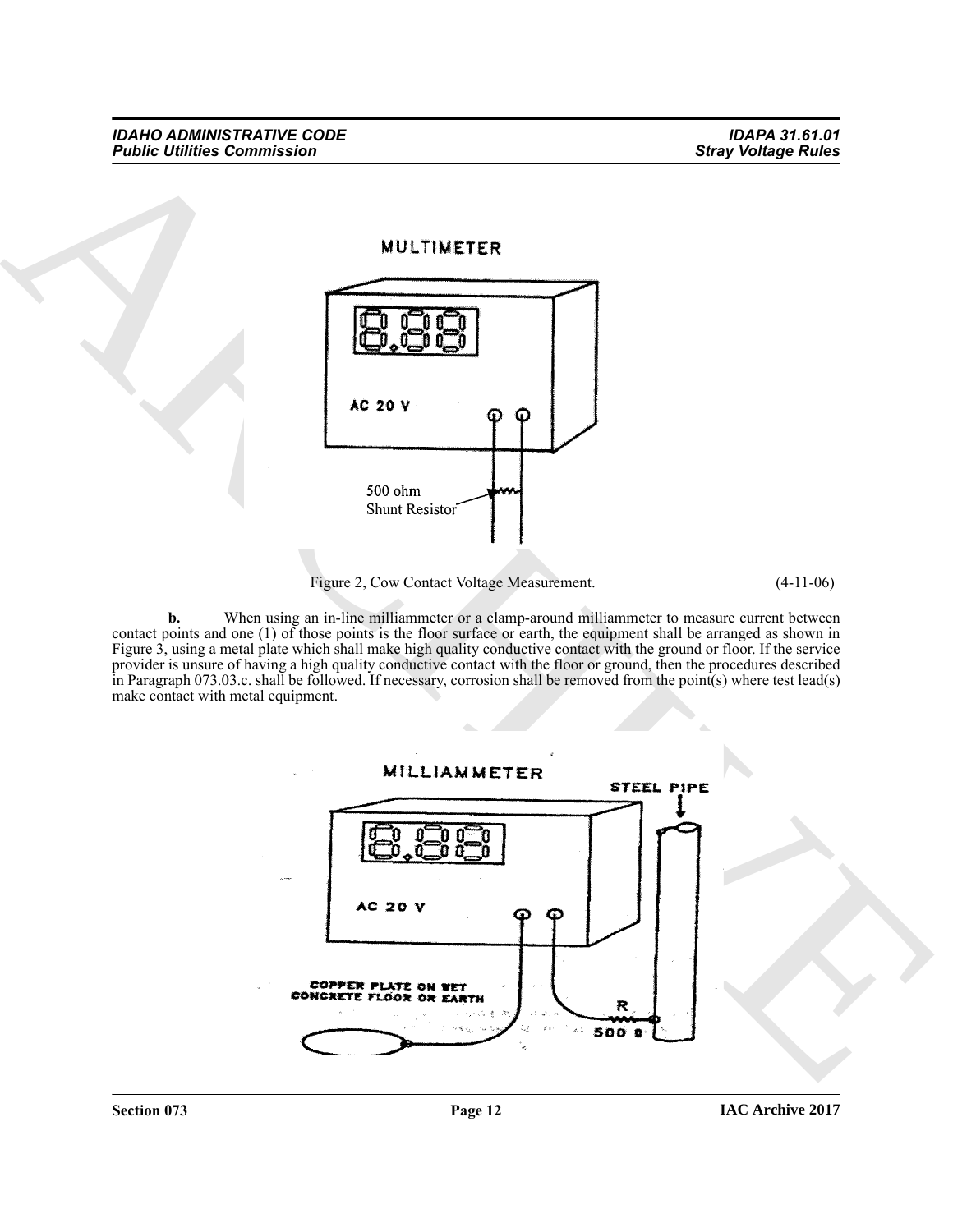Figure 2, Cow Contact Voltage Measurement. (4-11-06)

**b.** When using an in-line milliammeter or a clamp-around milliammeter to measure current between contact points and one (1) of those points is the floor surface or earth, the equipment shall be arranged as shown in Figure 3, using a metal plate which shall make high quality conductive contact with the ground or floor. If the service provider is unsure of having a high quality conductive contact with the floor or ground, then the procedures described in Paragraph 073.03.c. shall be followed. If necessary, corrosion shall be removed from the point(s) where test lead(s) make contact with metal equipment.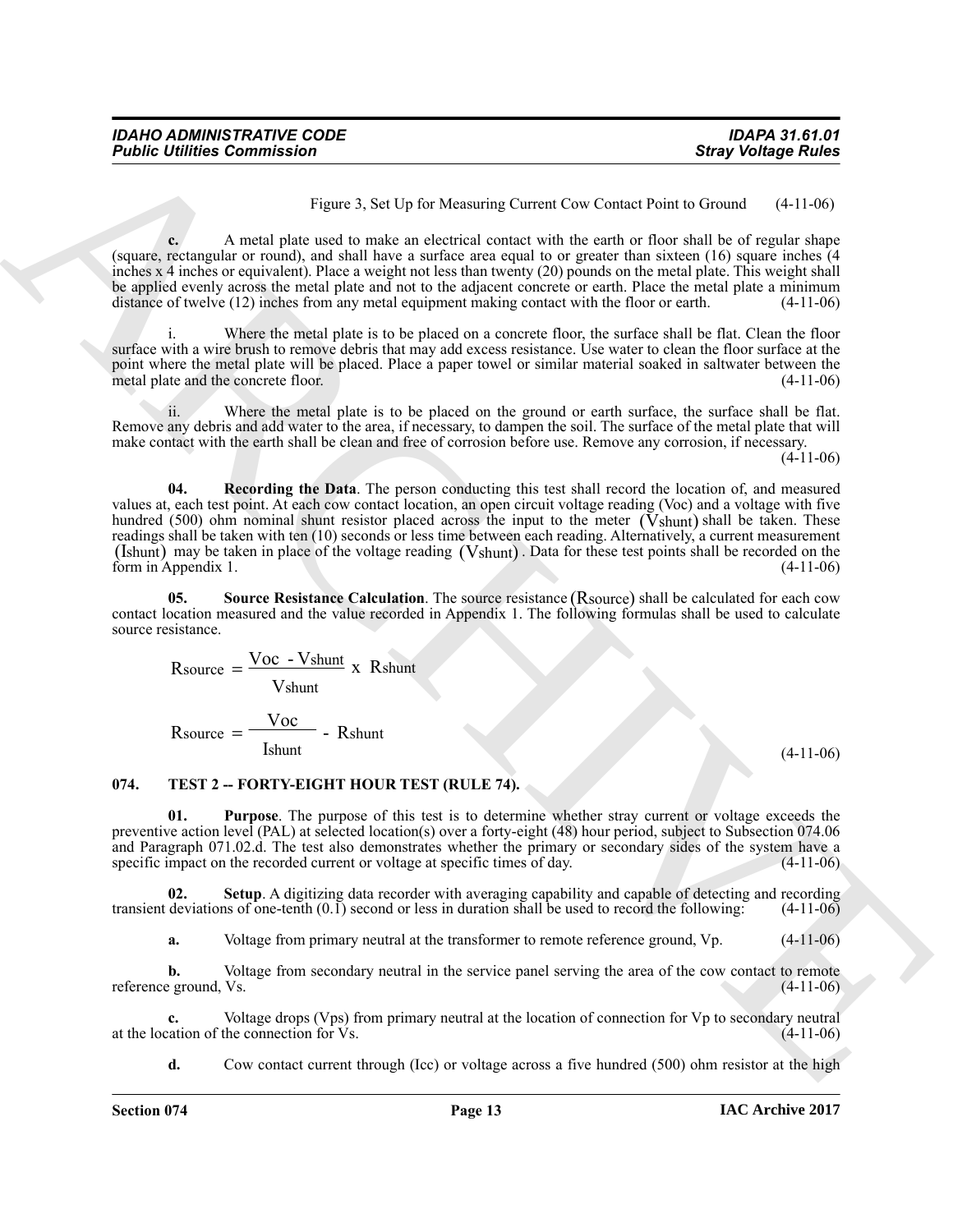Figure 3, Set Up for Measuring Current Cow Contact Point to Ground (4-11-06)

**c.** A metal plate used to make an electrical contact with the earth or floor shall be of regular shape (square, rectangular or round), and shall have a surface area equal to or greater than sixteen (16) square inches (4 inches x 4 inches or equivalent). Place a weight not less than twenty (20) pounds on the metal plate. This weight shall be applied evenly across the metal plate and not to the adjacent concrete or earth. Place the metal plate a minimum distance of twelve (12) inches from any metal equipment making contact with the floor or earth. (4-11-06)

i. Where the metal plate is to be placed on a concrete floor, the surface shall be flat. Clean the floor surface with a wire brush to remove debris that may add excess resistance. Use water to clean the floor surface at the point where the metal plate will be placed. Place a paper towel or similar material soaked in saltwater between the metal plate and the concrete floor. (4-11-06)

ii. Where the metal plate is to be placed on the ground or earth surface, the surface shall be flat. Remove any debris and add water to the area, if necessary, to dampen the soil. The surface of the metal plate that will make contact with the earth shall be clean and free of corrosion before use. Remove any corrosion, if necessary. (4-11-06)

**04. Recording the Data**. The person conducting this test shall record the location of, and measured values at, each test point. At each cow contact location, an open circuit voltage reading (Voc) and a voltage with five hundred (500) ohm nominal shunt resistor placed across the input to the meter ($V_{shunt}$) shall be taken. These readings shall be taken with ten (10) seconds or less time between each reading. Alternatively, a current measurement ($I_{shunt}$) may be taken in place of the voltage reading ($V_{shunt}$). Data for these test points shall be recorded on the form in Appendix 1. (4-11-06)

**05. Source Resistance Calculation**. The source resistance ($R_{source}$) shall be calculated for each cow contact location measured and the value recorded in Appendix 1. The following formulas shall be used to calculate source resistance.

$$R_{source} = \frac{V_{oc} - V_{shunt}}{V_{shunt}} \times R_{shunt}$$

$$R_{source} = \frac{V_{oc}}{I_{shunt}} - R_{shunt}$$

(4-11-06)

## 074. TEST 2 -- FORTY-EIGHT HOUR TEST (RULE 74).

**01. Purpose**. The purpose of this test is to determine whether stray current or voltage exceeds the preventive action level (PAL) at selected location(s) over a forty-eight (48) hour period, subject to Subsection 074.06 and Paragraph 071.02.d. The test also demonstrates whether the primary or secondary sides of the system have a specific impact on the recorded current or voltage at specific times of day. (4-11-06)

**02. Setup**. A digitizing data recorder with averaging capability and capable of detecting and recording transient deviations of one-tenth (0.1) second or less in duration shall be used to record the following: (4-11-06)

**a.** Voltage from primary neutral at the transformer to remote reference ground, Vp. (4-11-06)

**b.** Voltage from secondary neutral in the service panel serving the area of the cow contact to remote reference ground, Vs. (4-11-06)

**c.** Voltage drops (Vps) from primary neutral at the location of connection for Vp to secondary neutral at the location of the connection for Vs. (4-11-06)

**d.** Cow contact current through (Icc) or voltage across a five hundred (500) ohm resistor at the high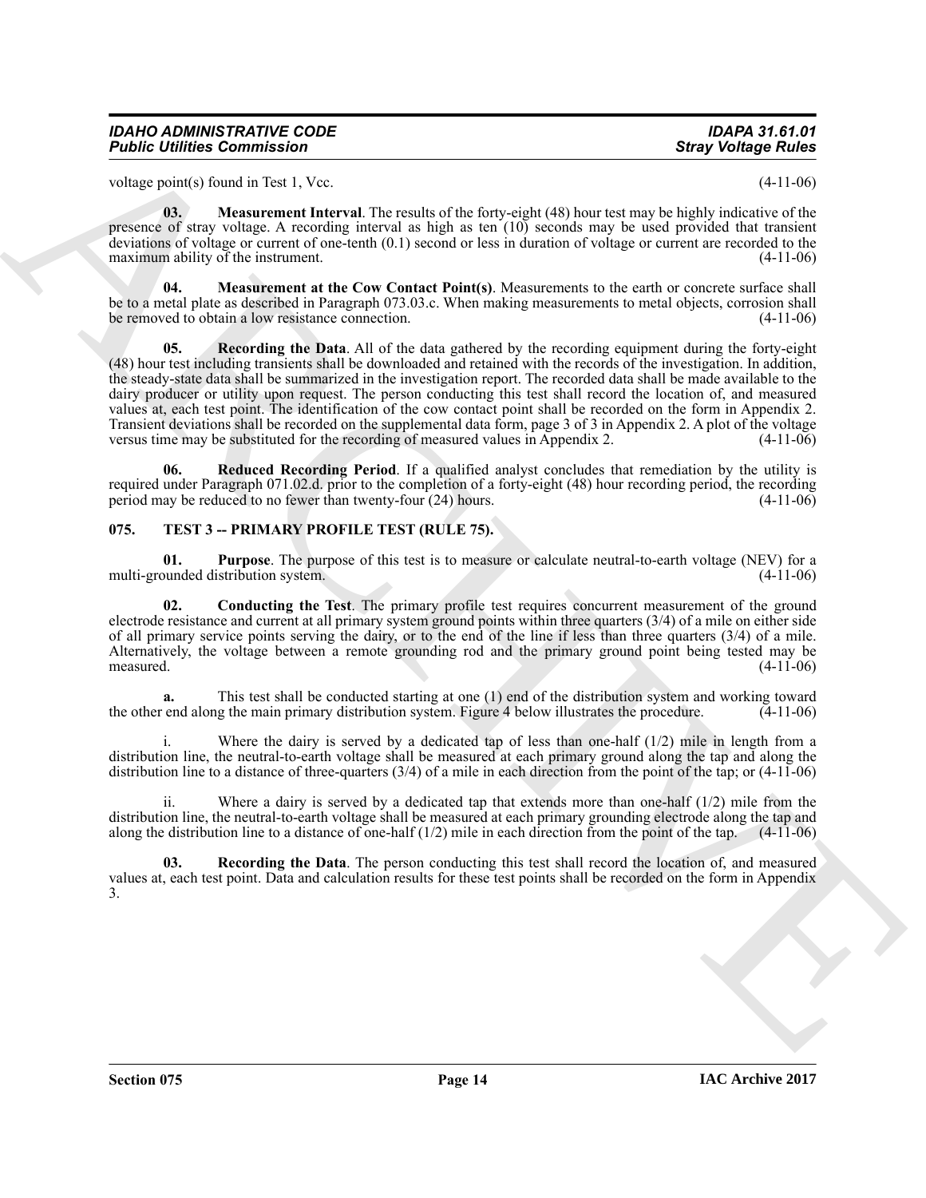voltage point(s) found in Test 1, Vcc. (4-11-06)

**03. Measurement Interval**. The results of the forty-eight (48) hour test may be highly indicative of the presence of stray voltage. A recording interval as high as ten (10) seconds may be used provided that transient deviations of voltage or current of one-tenth (0.1) second or less in duration of voltage or current are recorded to the maximum ability of the instrument. (4-11-06)

**04. Measurement at the Cow Contact Point(s)**. Measurements to the earth or concrete surface shall be to a metal plate as described in Paragraph 073.03.c. When making measurements to metal objects, corrosion shall be removed to obtain a low resistance connection. (4-11-06)

**05. Recording the Data**. All of the data gathered by the recording equipment during the forty-eight (48) hour test including transients shall be downloaded and retained with the records of the investigation. In addition, the steady-state data shall be summarized in the investigation report. The recorded data shall be made available to the dairy producer or utility upon request. The person conducting this test shall record the location of, and measured values at, each test point. The identification of the cow contact point shall be recorded on the form in Appendix 2. Transient deviations shall be recorded on the supplemental data form, page 3 of 3 in Appendix 2. A plot of the voltage versus time may be substituted for the recording of measured values in Appendix 2. (4-11-06)

**06. Reduced Recording Period**. If a qualified analyst concludes that remediation by the utility is required under Paragraph 071.02.d. prior to the completion of a forty-eight (48) hour recording period, the recording period may be reduced to no fewer than twenty-four (24) hours. (4-11-06)

## 075. TEST 3 -- PRIMARY PROFILE TEST (RULE 75).

**01. Purpose**. The purpose of this test is to measure or calculate neutral-to-earth voltage (NEV) for a multi-grounded distribution system. (4-11-06)

**02. Conducting the Test**. The primary profile test requires concurrent measurement of the ground electrode resistance and current at all primary system ground points within three quarters (3/4) of a mile on either side of all primary service points serving the dairy, or to the end of the line if less than three quarters (3/4) of a mile. Alternatively, the voltage between a remote grounding rod and the primary ground point being tested may be measured. (4-11-06)

**a.** This test shall be conducted starting at one (1) end of the distribution system and working toward the other end along the main primary distribution system. Figure 4 below illustrates the procedure. (4-11-06)

i. Where the dairy is served by a dedicated tap of less than one-half (1/2) mile in length from a distribution line, the neutral-to-earth voltage shall be measured at each primary ground along the tap and along the distribution line to a distance of three-quarters (3/4) of a mile in each direction from the point of the tap; or (4-11-06)

ii. Where a dairy is served by a dedicated tap that extends more than one-half (1/2) mile from the distribution line, the neutral-to-earth voltage shall be measured at each primary grounding electrode along the tap and along the distribution line to a distance of one-half (1/2) mile in each direction from the point of the tap. (4-11-06)

**03. Recording the Data**. The person conducting this test shall record the location of, and measured values at, each test point. Data and calculation results for these test points shall be recorded on the form in Appendix 3.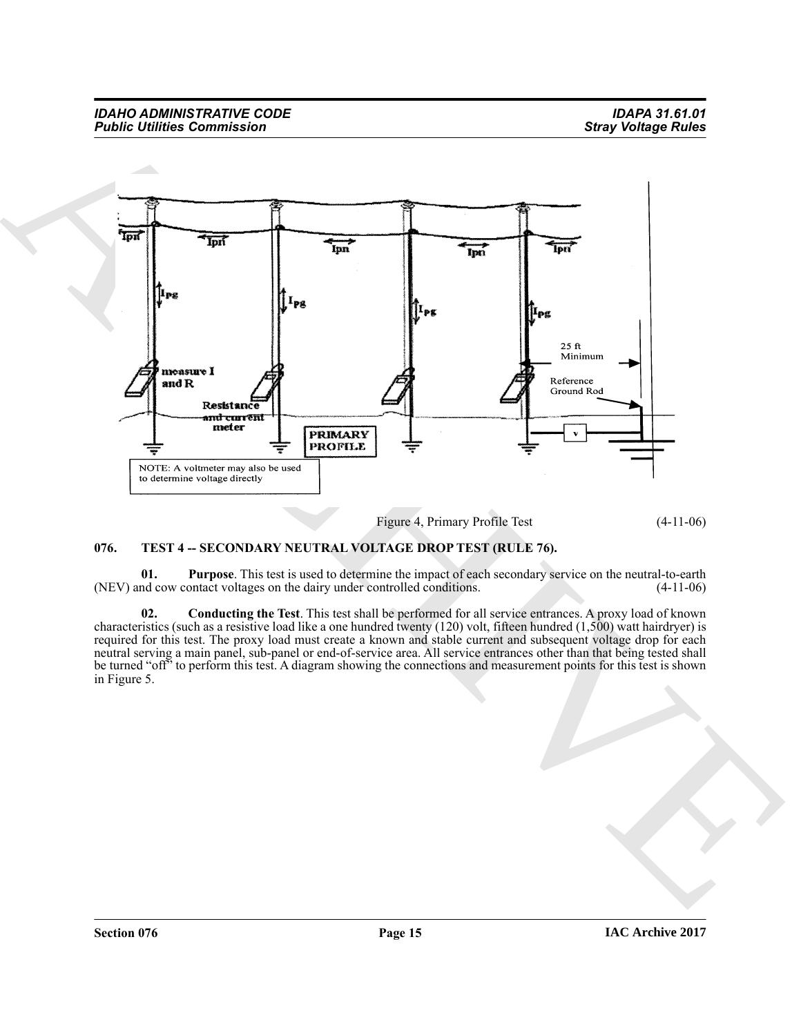Figure 4, Primary Profile Test (4-11-06)

## 076. TEST 4 -- SECONDARY NEUTRAL VOLTAGE DROP TEST (RULE 76).

**01. Purpose**. This test is used to determine the impact of each secondary service on the neutral-to-earth (NEV) and cow contact voltages on the dairy under controlled conditions. (4-11-06)

**02. Conducting the Test**. This test shall be performed for all service entrances. A proxy load of known characteristics (such as a resistive load like a one hundred twenty (120) volt, fifteen hundred (1,500) watt hairdryer) is required for this test. The proxy load must create a known and stable current and subsequent voltage drop for each neutral serving a main panel, sub-panel or end-of-service area. All service entrances other than that being tested shall be turned "off" to perform this test. A diagram showing the connections and measurement points for this test is shown in Figure 5.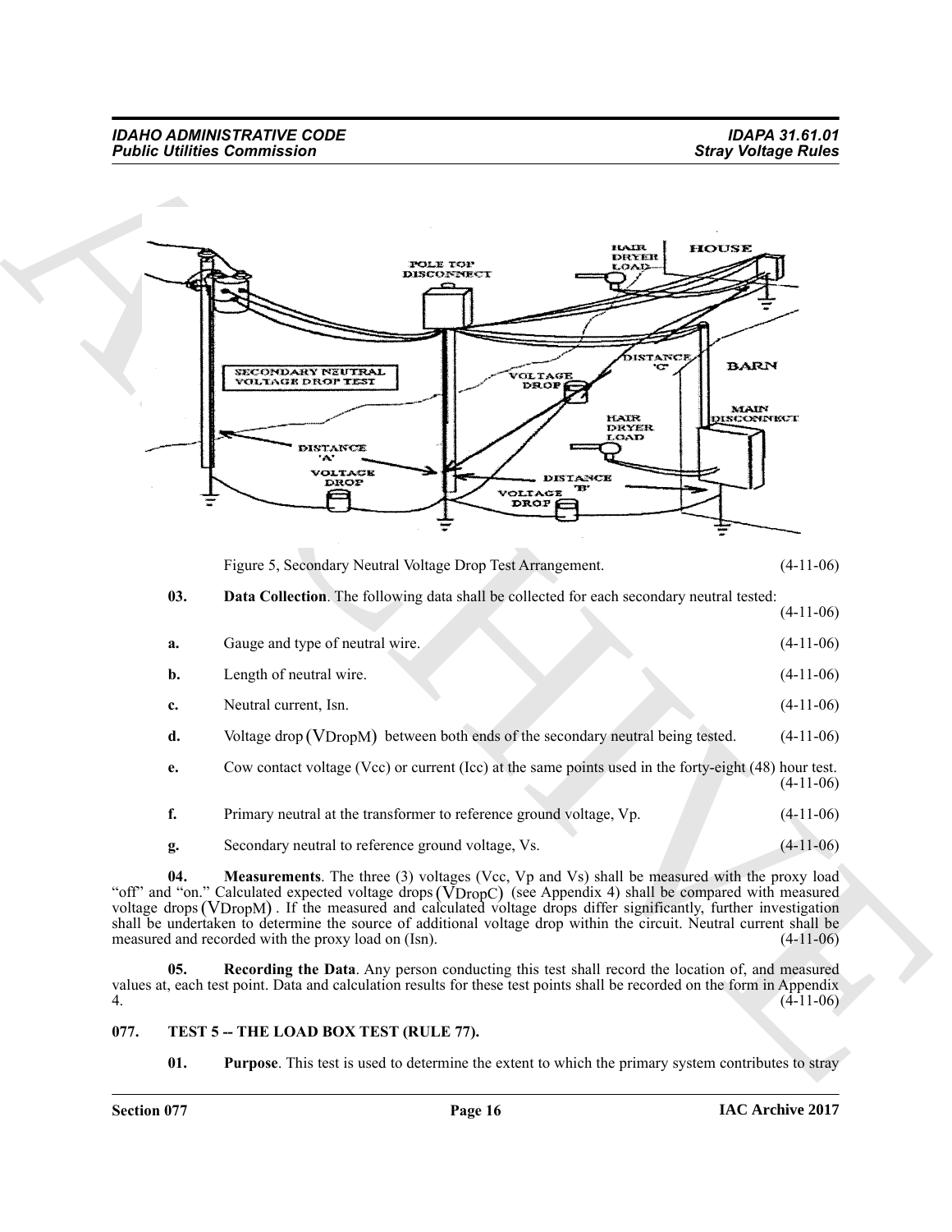Figure 5, Secondary Neutral Voltage Drop Test Arrangement. (4-11-06)

**03. Data Collection**. The following data shall be collected for each secondary neutral tested: (4-11-06)

**a.** Gauge and type of neutral wire. (4-11-06)

**b.** Length of neutral wire. (4-11-06)

**c.** Neutral current, Isn. (4-11-06)

**d.** Voltage drop ($V_{DropM}$) between both ends of the secondary neutral being tested. (4-11-06)

**e.** Cow contact voltage (Vcc) or current (Icc) at the same points used in the forty-eight (48) hour test. (4-11-06)

**f.** Primary neutral at the transformer to reference ground voltage, Vp. (4-11-06)

**g.** Secondary neutral to reference ground voltage, Vs. (4-11-06)

**04. Measurements**. The three (3) voltages (Vcc, Vp and Vs) shall be measured with the proxy load "off" and "on." Calculated expected voltage drops ($V_{DropC}$) (see Appendix 4) shall be compared with measured voltage drops ($V_{DropM}$). If the measured and calculated voltage drops differ significantly, further investigation shall be undertaken to determine the source of additional voltage drop within the circuit. Neutral current shall be measured and recorded with the proxy load on (Isn). (4-11-06)

**05. Recording the Data**. Any person conducting this test shall record the location of, and measured values at, each test point. Data and calculation results for these test points shall be recorded on the form in Appendix 4. (4-11-06)

## 077. TEST 5 -- THE LOAD BOX TEST (RULE 77).

**01. Purpose**. This test is used to determine the extent to which the primary system contributes to stray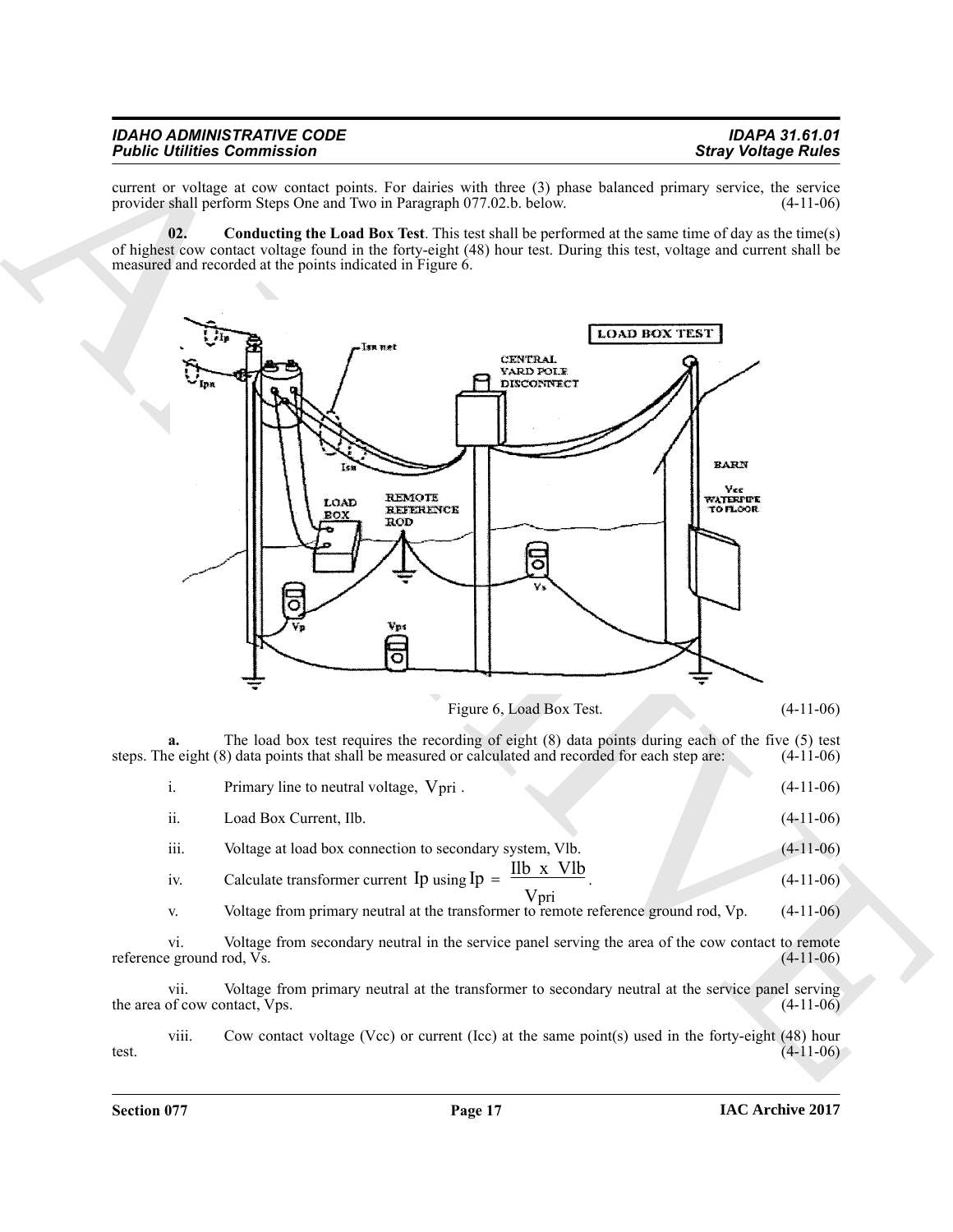current or voltage at cow contact points. For dairies with three (3) phase balanced primary service, the service provider shall perform Steps One and Two in Paragraph 077.02.b. below. (4-11-06)

**02. Conducting the Load Box Test**. This test shall be performed at the same time of day as the time(s) of highest cow contact voltage found in the forty-eight (48) hour test. During this test, voltage and current shall be measured and recorded at the points indicated in Figure 6.

Figure 6, Load Box Test. (4-11-06)

**a.** The load box test requires the recording of eight (8) data points during each of the five (5) test steps. The eight (8) data points that shall be measured or calculated and recorded for each step are: (4-11-06)

i. Primary line to neutral voltage, $V_{pri}$. (4-11-06)

ii. Load Box Current, Ilb. (4-11-06)

iii. Voltage at load box connection to secondary system, Vlb. (4-11-06)

iv. Calculate transformer current $Ip$ using $Ip = \frac{Ilb \ x \ Vlb}{V_{pri}}$. (4-11-06)

v. Voltage from primary neutral at the transformer to remote reference ground rod, Vp. (4-11-06)

vi. Voltage from secondary neutral in the service panel serving the area of the cow contact to remote reference ground rod, Vs. (4-11-06)

vii. Voltage from primary neutral at the transformer to secondary neutral at the service panel serving the area of cow contact, Vps. (4-11-06)

viii. Cow contact voltage (Vcc) or current (Icc) at the same point(s) used in the forty-eight (48) hour test. (4-11-06)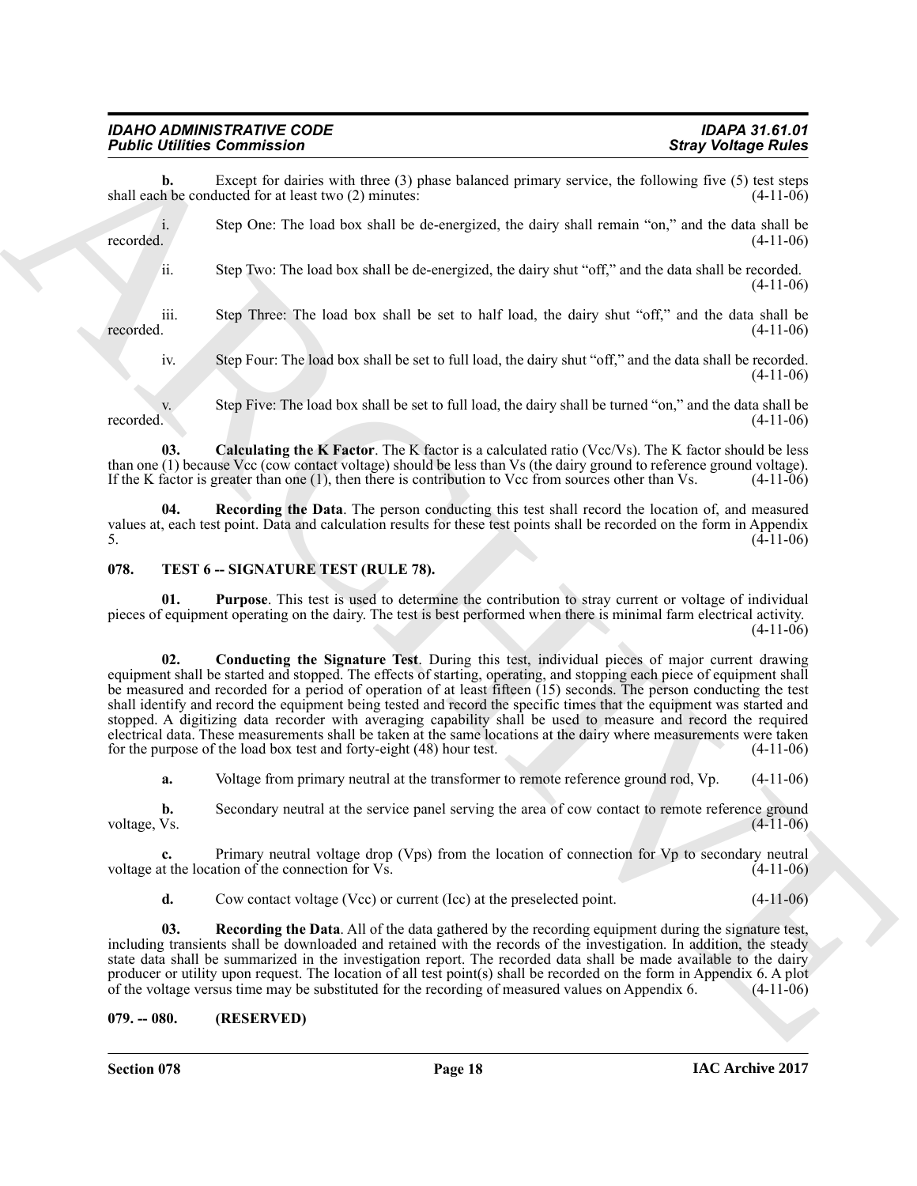**b.** Except for dairies with three (3) phase balanced primary service, the following five (5) test steps shall each be conducted for at least two (2) minutes: (4-11-06)

i. Step One: The load box shall be de-energized, the dairy shall remain "on," and the data shall be recorded. (4-11-06)

ii. Step Two: The load box shall be de-energized, the dairy shut "off," and the data shall be recorded. (4-11-06)

iii. Step Three: The load box shall be set to half load, the dairy shut "off," and the data shall be recorded. (4-11-06)

iv. Step Four: The load box shall be set to full load, the dairy shut "off," and the data shall be recorded. (4-11-06)

v. Step Five: The load box shall be set to full load, the dairy shall be turned "on," and the data shall be recorded. (4-11-06)

**03. Calculating the K Factor**. The K factor is a calculated ratio (Vcc/Vs). The K factor should be less than one (1) because Vcc (cow contact voltage) should be less than Vs (the dairy ground to reference ground voltage). If the K factor is greater than one (1), then there is contribution to Vcc from sources other than Vs. (4-11-06)

**04. Recording the Data**. The person conducting this test shall record the location of, and measured values at, each test point. Data and calculation results for these test points shall be recorded on the form in Appendix 5. (4-11-06)

## 078. TEST 6 -- SIGNATURE TEST (RULE 78).

**01. Purpose**. This test is used to determine the contribution to stray current or voltage of individual pieces of equipment operating on the dairy. The test is best performed when there is minimal farm electrical activity. (4-11-06)

**02. Conducting the Signature Test**. During this test, individual pieces of major current drawing equipment shall be started and stopped. The effects of starting, operating, and stopping each piece of equipment shall be measured and recorded for a period of operation of at least fifteen (15) seconds. The person conducting the test shall identify and record the equipment being tested and record the specific times that the equipment was started and stopped. A digitizing data recorder with averaging capability shall be used to measure and record the required electrical data. These measurements shall be taken at the same locations at the dairy where measurements were taken for the purpose of the load box test and forty-eight (48) hour test. (4-11-06)

**a.** Voltage from primary neutral at the transformer to remote reference ground rod, Vp. (4-11-06)

**b.** Secondary neutral at the service panel serving the area of cow contact to remote reference ground voltage, Vs. (4-11-06)

**c.** Primary neutral voltage drop (Vps) from the location of connection for Vp to secondary neutral voltage at the location of the connection for Vs. (4-11-06)

**d.** Cow contact voltage (Vcc) or current (Icc) at the preselected point. (4-11-06)

**03. Recording the Data**. All of the data gathered by the recording equipment during the signature test, including transients shall be downloaded and retained with the records of the investigation. In addition, the steady state data shall be summarized in the investigation report. The recorded data shall be made available to the dairy producer or utility upon request. The location of all test point(s) shall be recorded on the form in Appendix 6. A plot of the voltage versus time may be substituted for the recording of measured values on Appendix 6. (4-11-06)

## 079. -- 080. (RESERVED)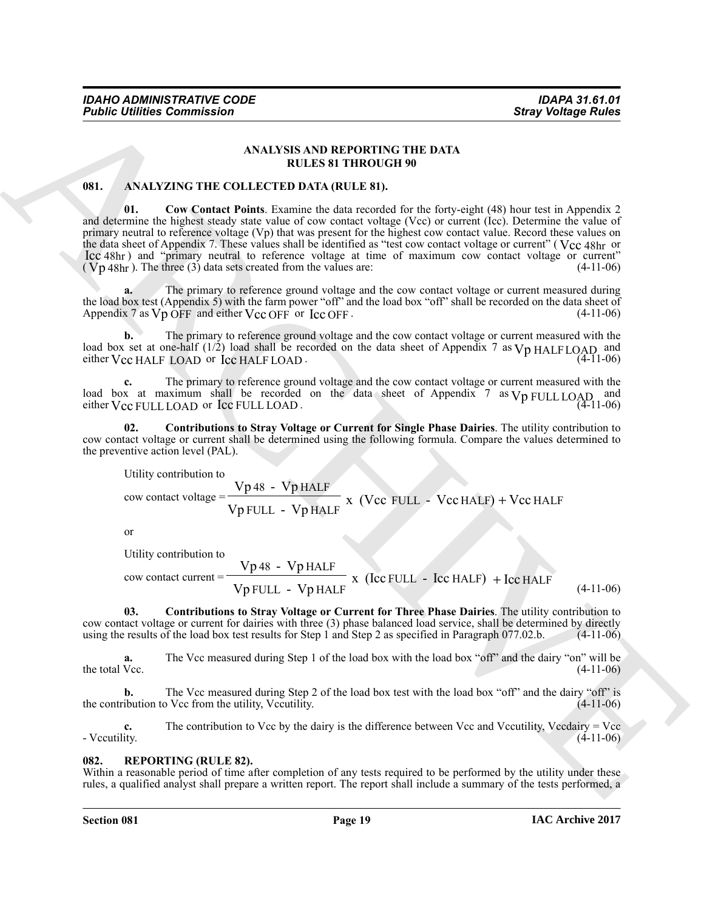## ANALYSIS AND REPORTING THE DATA
## RULES 81 THROUGH 90

### 081. ANALYZING THE COLLECTED DATA (RULE 81).

**01. Cow Contact Points**. Examine the data recorded for the forty-eight (48) hour test in Appendix 2 and determine the highest steady state value of cow contact voltage (Vcc) or current (Icc). Determine the value of primary neutral to reference voltage (Vp) that was present for the highest cow contact value. Record these values on the data sheet of Appendix 7. These values shall be identified as "test cow contact voltage or current" ( $Vcc_{48hr}$ or $Icc_{48hr}$ ) and "primary neutral to reference voltage at time of maximum cow contact voltage or current" ( $Vp_{48hr}$ ). The three (3) data sets created from the values are: (4-11-06)

**a.** The primary to reference ground voltage and the cow contact voltage or current measured during the load box test (Appendix 5) with the farm power "off" and the load box "off" shall be recorded on the data sheet of Appendix 7 as $Vp_{OFF}$ and either $Vcc_{OFF}$ or $Icc_{OFF}$. (4-11-06)

**b.** The primary to reference ground voltage and the cow contact voltage or current measured with the load box set at one-half (1/2) load shall be recorded on the data sheet of Appendix 7 as $Vp_{HALF\,LOAD}$ and either $Vcc_{HALF\ LOAD}$ or $Icc_{HALF\,LOAD}$. (4-11-06)

**c.** The primary to reference ground voltage and the cow contact voltage or current measured with the load box at maximum shall be recorded on the data sheet of Appendix 7 as $Vp_{FULL\,LOAD}$ and either $Vcc_{FULL\,LOAD}$ or $Icc_{FULL\,LOAD}$. (4-11-06)

**02. Contributions to Stray Voltage or Current for Single Phase Dairies**. The utility contribution to cow contact voltage or current shall be determined using the following formula. Compare the values determined to the preventive action level (PAL).

Utility contribution to

$$\text{cow contact voltage} = \frac{Vp_{48} - Vp_{HALF}}{Vp_{FULL} - Vp_{HALF}} \times (Vcc_{FULL} - Vcc_{HALF}) + Vcc_{HALF}$$

or

Utility contribution to

$$\text{cow contact current} = \frac{Vp_{48} - Vp_{HALF}}{Vp_{FULL} - Vp_{HALF}} \times (Icc_{FULL} - Icc_{HALF}) + Icc_{HALF}$$

(4-11-06)

**03. Contributions to Stray Voltage or Current for Three Phase Dairies**. The utility contribution to cow contact voltage or current for dairies with three (3) phase balanced load service, shall be determined by directly using the results of the load box test results for Step 1 and Step 2 as specified in Paragraph 077.02.b. (4-11-06)

**a.** The Vcc measured during Step 1 of the load box with the load box "off" and the dairy "on" will be the total Vcc. (4-11-06)

**b.** The Vcc measured during Step 2 of the load box test with the load box "off" and the dairy "off" is the contribution to Vcc from the utility, Vccutility. (4-11-06)

**c.** The contribution to Vcc by the dairy is the difference between Vcc and Vccutility, Vccdairy = Vcc - Vccutility. (4-11-06)

### 082. REPORTING (RULE 82).

Within a reasonable period of time after completion of any tests required to be performed by the utility under these rules, a qualified analyst shall prepare a written report. The report shall include a summary of the tests performed, a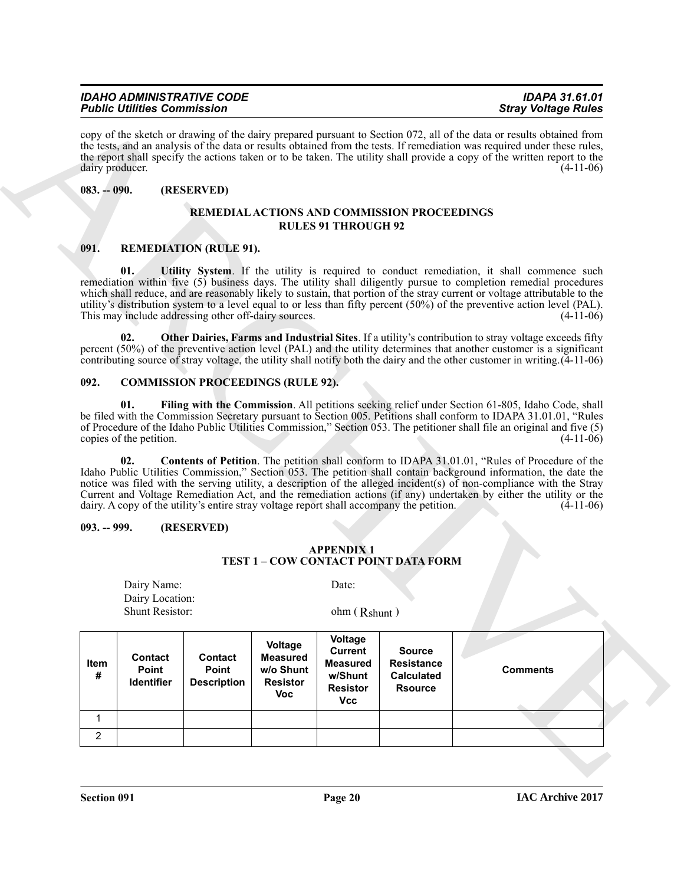copy of the sketch or drawing of the dairy prepared pursuant to Section 072, all of the data or results obtained from the tests, and an analysis of the data or results obtained from the tests. If remediation was required under these rules, the report shall specify the actions taken or to be taken. The utility shall provide a copy of the written report to the dairy producer. (4-11-06)

**083. -- 090. (RESERVED)**

## REMEDIAL ACTIONS AND COMMISSION PROCEEDINGS RULES 91 THROUGH 92

### 091. REMEDIATION (RULE 91).

**01. Utility System**. If the utility is required to conduct remediation, it shall commence such remediation within five (5) business days. The utility shall diligently pursue to completion remedial procedures which shall reduce, and are reasonably likely to sustain, that portion of the stray current or voltage attributable to the utility's distribution system to a level equal to or less than fifty percent (50%) of the preventive action level (PAL). This may include addressing other off-dairy sources. (4-11-06)

**02. Other Dairies, Farms and Industrial Sites**. If a utility's contribution to stray voltage exceeds fifty percent (50%) of the preventive action level (PAL) and the utility determines that another customer is a significant contributing source of stray voltage, the utility shall notify both the dairy and the other customer in writing. (4-11-06)

### 092. COMMISSION PROCEEDINGS (RULE 92).

**01. Filing with the Commission**. All petitions seeking relief under Section 61-805, Idaho Code, shall be filed with the Commission Secretary pursuant to Section 005. Petitions shall conform to IDAPA 31.01.01, "Rules of Procedure of the Idaho Public Utilities Commission," Section 053. The petitioner shall file an original and five (5) copies of the petition. (4-11-06)

**02. Contents of Petition**. The petition shall conform to IDAPA 31.01.01, "Rules of Procedure of the Idaho Public Utilities Commission," Section 053. The petition shall contain background information, the date the notice was filed with the serving utility, a description of the alleged incident(s) of non-compliance with the Stray Current and Voltage Remediation Act, and the remediation actions (if any) undertaken by either the utility or the dairy. A copy of the utility's entire stray voltage report shall accompany the petition. (4-11-06)

**093. -- 999. (RESERVED)**

## APPENDIX 1
## TEST 1 – COW CONTACT POINT DATA FORM

Dairy Name: Date:

Dairy Location:

Shunt Resistor: ohm ( $R_{shunt}$ )

| Item # | Contact Point Identifier | Contact Point Description | Voltage Measured w/o Shunt Resistor Voc | Voltage Current Measured w/Shunt Resistor Vcc | Source Resistance Calculated Rsource | Comments |
|---|---|---|---|---|---|---|
| 1 | | | | | | |
| 2 | | | | | | |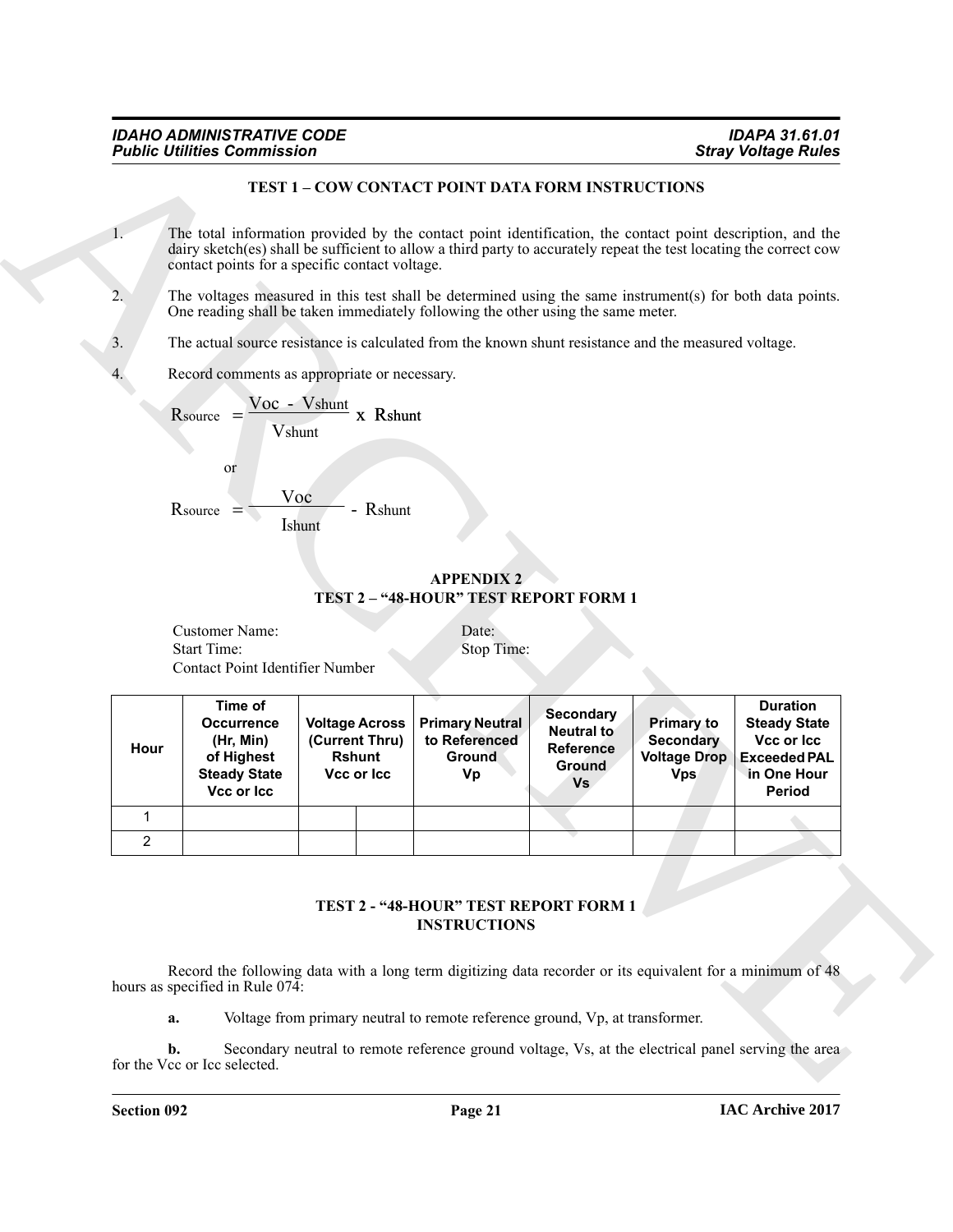### TEST 1 – COW CONTACT POINT DATA FORM INSTRUCTIONS

1. The total information provided by the contact point identification, the contact point description, and the dairy sketch(es) shall be sufficient to allow a third party to accurately repeat the test locating the correct cow contact points for a specific contact voltage.

2. The voltages measured in this test shall be determined using the same instrument(s) for both data points. One reading shall be taken immediately following the other using the same meter.

3. The actual source resistance is calculated from the known shunt resistance and the measured voltage.

4. Record comments as appropriate or necessary.

$$R_{source} = \frac{V_{oc} - V_{shunt}}{V_{shunt}} \times R_{shunt}$$

or

$$R_{source} = \frac{V_{oc}}{I_{shunt}} - R_{shunt}$$

## APPENDIX 2
## TEST 2 – "48-HOUR" TEST REPORT FORM 1

Customer Name: Date:
Start Time: Stop Time:
Contact Point Identifier Number

| Hour | Time of Occurrence (Hr, Min) of Highest Steady State Vcc or Icc | Voltage Across (Current Thru) Rshunt Vcc or Icc | | Primary Neutral to Referenced Ground Vp | Secondary Neutral to Reference Ground Vs | Primary to Secondary Voltage Drop Vps | Duration Steady State Vcc or Icc Exceeded PAL in One Hour Period |
|---|---|---|---|---|---|---|---|
| 1 | | | | | | | |
| 2 | | | | | | | |

### TEST 2 - "48-HOUR" TEST REPORT FORM 1 INSTRUCTIONS

Record the following data with a long term digitizing data recorder or its equivalent for a minimum of 48 hours as specified in Rule 074:

**a.** Voltage from primary neutral to remote reference ground, Vp, at transformer.

**b.** Secondary neutral to remote reference ground voltage, Vs, at the electrical panel serving the area for the Vcc or Icc selected.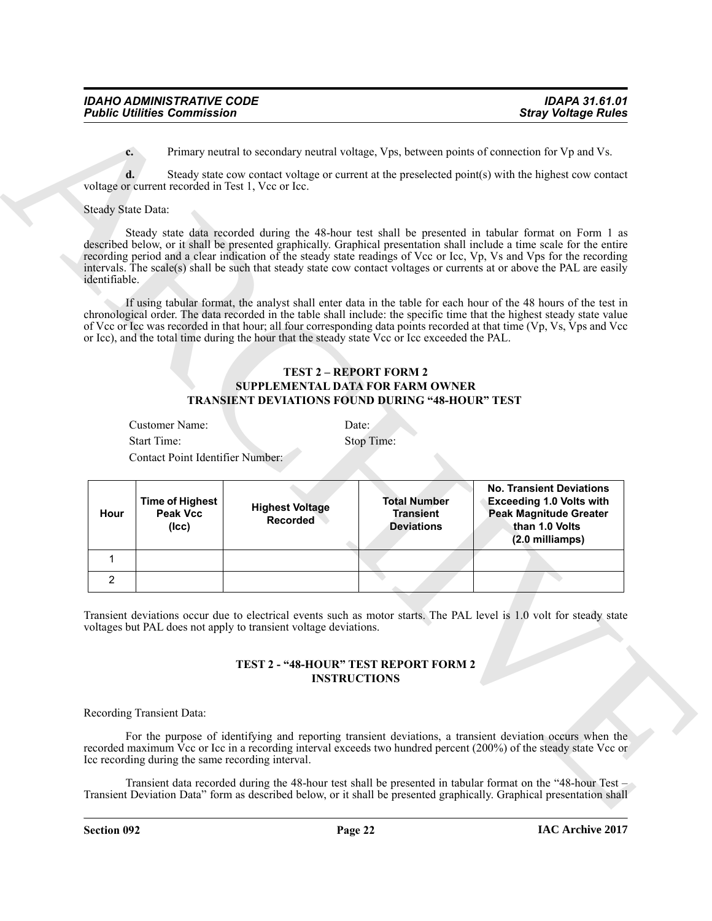**c.** Primary neutral to secondary neutral voltage, Vps, between points of connection for Vp and Vs.

**d.** Steady state cow contact voltage or current at the preselected point(s) with the highest cow contact voltage or current recorded in Test 1, Vcc or Icc.

Steady State Data:

Steady state data recorded during the 48-hour test shall be presented in tabular format on Form 1 as described below, or it shall be presented graphically. Graphical presentation shall include a time scale for the entire recording period and a clear indication of the steady state readings of Vcc or Icc, Vp, Vs and Vps for the recording intervals. The scale(s) shall be such that steady state cow contact voltages or currents at or above the PAL are easily identifiable.

If using tabular format, the analyst shall enter data in the table for each hour of the 48 hours of the test in chronological order. The data recorded in the table shall include: the specific time that the highest steady state value of Vcc or Icc was recorded in that hour; all four corresponding data points recorded at that time (Vp, Vs, Vps and Vcc or Icc), and the total time during the hour that the steady state Vcc or Icc exceeded the PAL.

**TEST 2 – REPORT FORM 2**
**SUPPLEMENTAL DATA FOR FARM OWNER**
**TRANSIENT DEVIATIONS FOUND DURING "48-HOUR" TEST**

Customer Name: Date:

Start Time: Stop Time:

Contact Point Identifier Number:

| Hour | Time of Highest Peak Vcc (Icc) | Highest Voltage Recorded | Total Number Transient Deviations | No. Transient Deviations Exceeding 1.0 Volts with Peak Magnitude Greater than 1.0 Volts (2.0 milliamps) |
|---|---|---|---|---|
| 1 | | | | |
| 2 | | | | |

Transient deviations occur due to electrical events such as motor starts. The PAL level is 1.0 volt for steady state voltages but PAL does not apply to transient voltage deviations.

**TEST 2 - "48-HOUR" TEST REPORT FORM 2**
**INSTRUCTIONS**

Recording Transient Data:

For the purpose of identifying and reporting transient deviations, a transient deviation occurs when the recorded maximum Vcc or Icc in a recording interval exceeds two hundred percent (200%) of the steady state Vcc or Icc recording during the same recording interval.

Transient data recorded during the 48-hour test shall be presented in tabular format on the "48-hour Test – Transient Deviation Data" form as described below, or it shall be presented graphically. Graphical presentation shall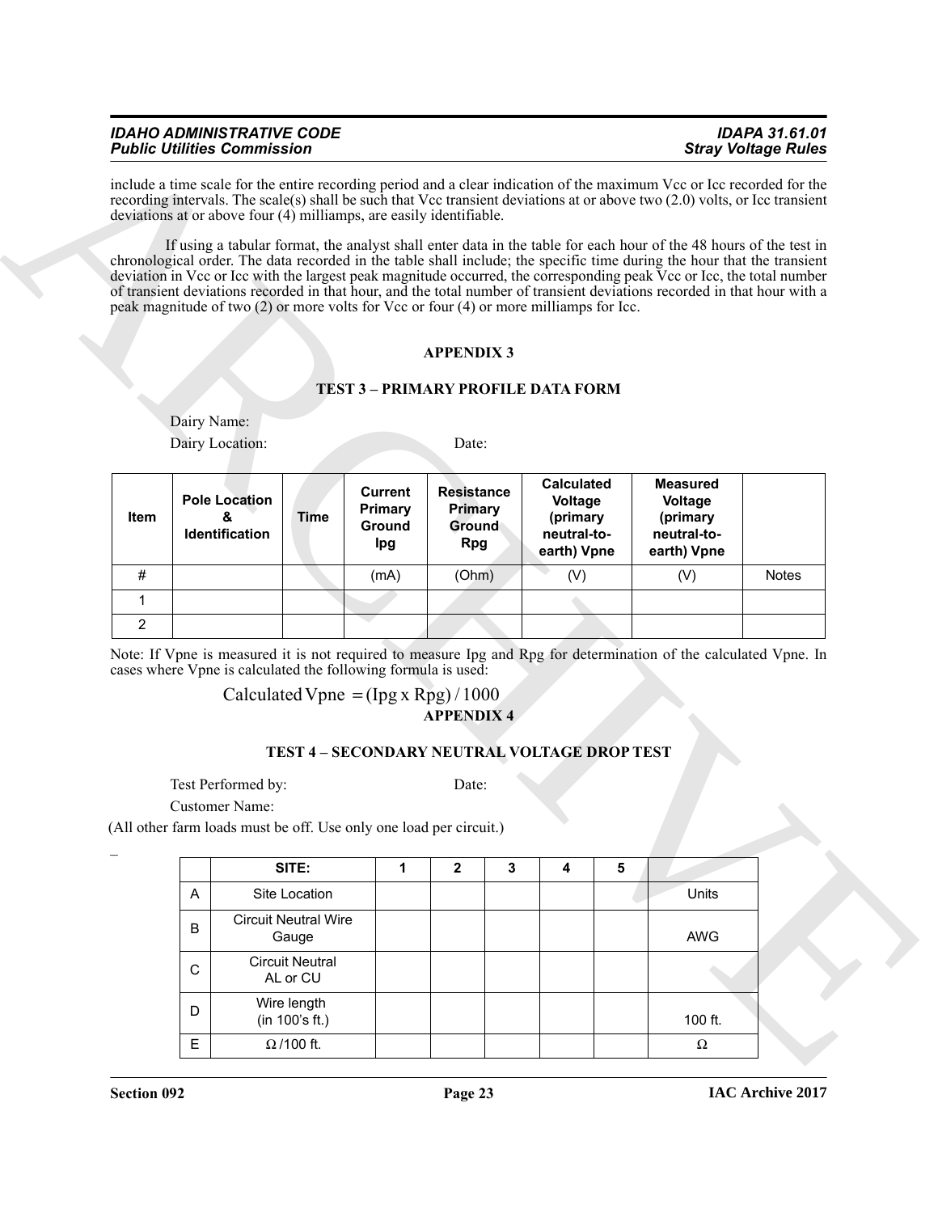include a time scale for the entire recording period and a clear indication of the maximum Vcc or Icc recorded for the recording intervals. The scale(s) shall be such that Vcc transient deviations at or above two (2.0) volts, or Icc transient deviations at or above four (4) milliamps, are easily identifiable.

If using a tabular format, the analyst shall enter data in the table for each hour of the 48 hours of the test in chronological order. The data recorded in the table shall include; the specific time during the hour that the transient deviation in Vcc or Icc with the largest peak magnitude occurred, the corresponding peak Vcc or Icc, the total number of transient deviations recorded in that hour, and the total number of transient deviations recorded in that hour with a peak magnitude of two (2) or more volts for Vcc or four (4) or more milliamps for Icc.

## APPENDIX 3

### TEST 3 – PRIMARY PROFILE DATA FORM

Dairy Name:

Dairy Location: Date:

| Item | Pole Location & Identification | Time | Current Primary Ground Ipg | Resistance Primary Ground Rpg | Calculated Voltage (primary neutral-to-earth) Vpne | Measured Voltage (primary neutral-to-earth) Vpne | |
|---|---|---|---|---|---|---|---|
| # | | | (mA) | (Ohm) | (V) | (V) | Notes |
| 1 | | | | | | | |
| 2 | | | | | | | |

Note: If Vpne is measured it is not required to measure Ipg and Rpg for determination of the calculated Vpne. In cases where Vpne is calculated the following formula is used:

$$\text{Calculated Vpne} = (\text{Ipg x Rpg}) / 1000$$

## APPENDIX 4

### TEST 4 – SECONDARY NEUTRAL VOLTAGE DROP TEST

Test Performed by: Date:

Customer Name:

(All other farm loads must be off. Use only one load per circuit.)

| | SITE: | 1 | 2 | 3 | 4 | 5 | |
|---|---|---|---|---|---|---|---|
| A | Site Location | | | | | | Units |
| B | Circuit Neutral Wire Gauge | | | | | | AWG |
| C | Circuit Neutral AL or CU | | | | | | |
| D | Wire length (in 100's ft.) | | | | | | 100 ft. |
| E | Ω /100 ft. | | | | | | Ω |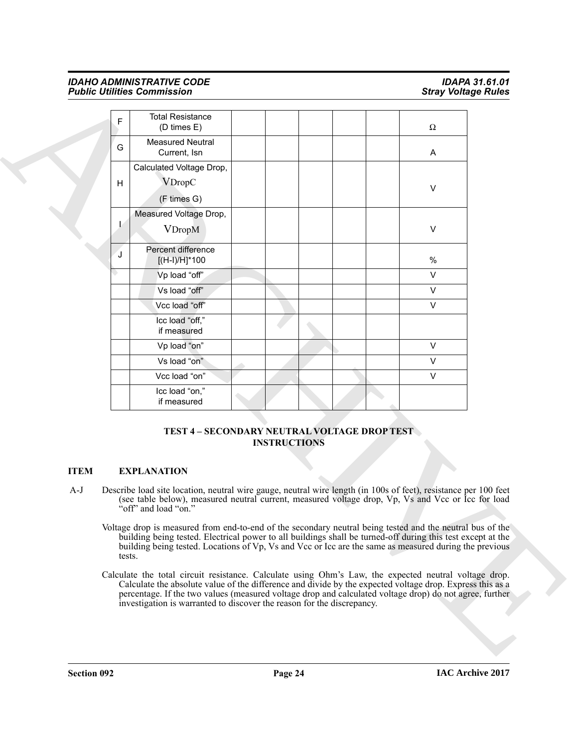| F | Total Resistance (D times E) | | | | | | Ω |
|---|---|---|---|---|---|---|---|
| G | Measured Neutral Current, Isn | | | | | | A |
| H | Calculated Voltage Drop, $V_{DropC}$ (F times G) | | | | | | V |
| I | Measured Voltage Drop, $V_{DropM}$ | | | | | | V |
| J | Percent difference [(H-I)/H]*100 | | | | | | % |
| | Vp load "off" | | | | | | V |
| | Vs load "off" | | | | | | V |
| | Vcc load "off" | | | | | | V |
| | Icc load "off," if measured | | | | | | |
| | Vp load "on" | | | | | | V |
| | Vs load "on" | | | | | | V |
| | Vcc load "on" | | | | | | V |
| | Icc load "on," if measured | | | | | | |

**TEST 4 – SECONDARY NEUTRAL VOLTAGE DROP TEST INSTRUCTIONS**

**ITEM EXPLANATION**

A-J Describe load site location, neutral wire gauge, neutral wire length (in 100s of feet), resistance per 100 feet (see table below), measured neutral current, measured voltage drop, Vp, Vs and Vcc or Icc for load "off" and load "on."

Voltage drop is measured from end-to-end of the secondary neutral being tested and the neutral bus of the building being tested. Electrical power to all buildings shall be turned-off during this test except at the building being tested. Locations of Vp, Vs and Vcc or Icc are the same as measured during the previous tests.

Calculate the total circuit resistance. Calculate using Ohm's Law, the expected neutral voltage drop. Calculate the absolute value of the difference and divide by the expected voltage drop. Express this as a percentage. If the two values (measured voltage drop and calculated voltage drop) do not agree, further investigation is warranted to discover the reason for the discrepancy.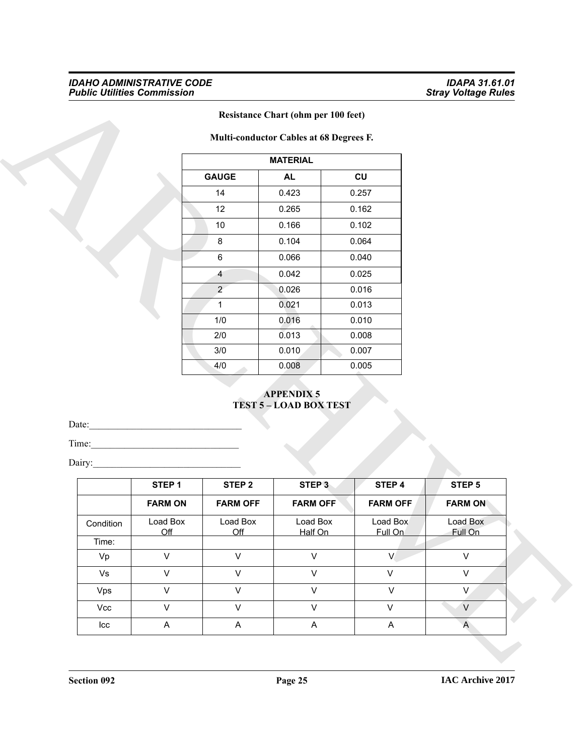**Resistance Chart (ohm per 100 feet)**

**Multi-conductor Cables at 68 Degrees F.**

| MATERIAL | | |
|---|---|---|
| **GAUGE** | **AL** | **CU** |
| 14 | 0.423 | 0.257 |
| 12 | 0.265 | 0.162 |
| 10 | 0.166 | 0.102 |
| 8 | 0.104 | 0.064 |
| 6 | 0.066 | 0.040 |
| 4 | 0.042 | 0.025 |
| 2 | 0.026 | 0.016 |
| 1 | 0.021 | 0.013 |
| 1/0 | 0.016 | 0.010 |
| 2/0 | 0.013 | 0.008 |
| 3/0 | 0.010 | 0.007 |
| 4/0 | 0.008 | 0.005 |

## APPENDIX 5
## TEST 5 – LOAD BOX TEST

Date:_______________________________

Time:______________________________

Dairy:______________________________

| | STEP 1 | STEP 2 | STEP 3 | STEP 4 | STEP 5 |
|---|---|---|---|---|---|
| | **FARM ON** | **FARM OFF** | **FARM OFF** | **FARM OFF** | **FARM ON** |
| Condition | Load Box Off | Load Box Off | Load Box Half On | Load Box Full On | Load Box Full On |
| Time: | | | | | |
| Vp | V | V | V | V | V |
| Vs | V | V | V | V | V |
| Vps | V | V | V | V | V |
| Vcc | V | V | V | V | V |
| Icc | A | A | A | A | A |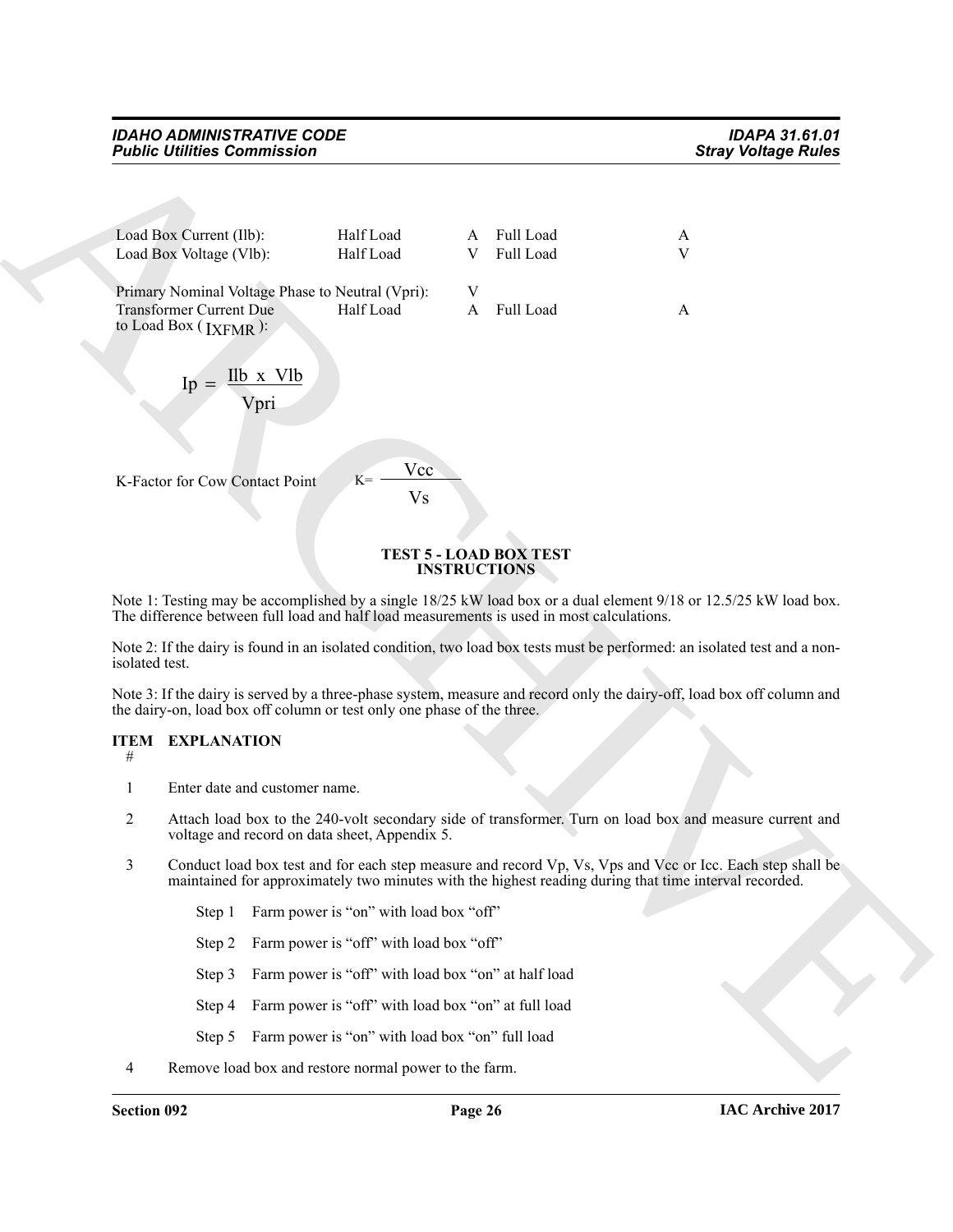| | | | | |
|---|---|---|---|---|
| Load Box Current (Ilb): | Half Load | A | Full Load | A |
| Load Box Voltage (Vlb): | Half Load | V | Full Load | V |
| Primary Nominal Voltage Phase to Neutral (Vpri): | | V | | |
| Transformer Current Due to Load Box ( $I_{XFMR}$ ): | Half Load | A | Full Load | A |

$$Ip = \frac{Ilb \times Vlb}{Vpri}$$

K-Factor for Cow Contact Point $K = \dfrac{Vcc}{Vs}$

**TEST 5 - LOAD BOX TEST INSTRUCTIONS**

Note 1: Testing may be accomplished by a single 18/25 kW load box or a dual element 9/18 or 12.5/25 kW load box. The difference between full load and half load measurements is used in most calculations.

Note 2: If the dairy is found in an isolated condition, two load box tests must be performed: an isolated test and a non-isolated test.

Note 3: If the dairy is served by a three-phase system, measure and record only the dairy-off, load box off column and the dairy-on, load box off column or test only one phase of the three.

| ITEM # | EXPLANATION |
|---|---|
| 1 | Enter date and customer name. |
| 2 | Attach load box to the 240-volt secondary side of transformer. Turn on load box and measure current and voltage and record on data sheet, Appendix 5. |
| 3 | Conduct load box test and for each step measure and record Vp, Vs, Vps and Vcc or Icc. Each step shall be maintained for approximately two minutes with the highest reading during that time interval recorded. |

- Step 1 Farm power is "on" with load box "off"
- Step 2 Farm power is "off" with load box "off"
- Step 3 Farm power is "off" with load box "on" at half load
- Step 4 Farm power is "off" with load box "on" at full load
- Step 5 Farm power is "on" with load box "on" full load

| | |
|---|---|
| 4 | Remove load box and restore normal power to the farm. |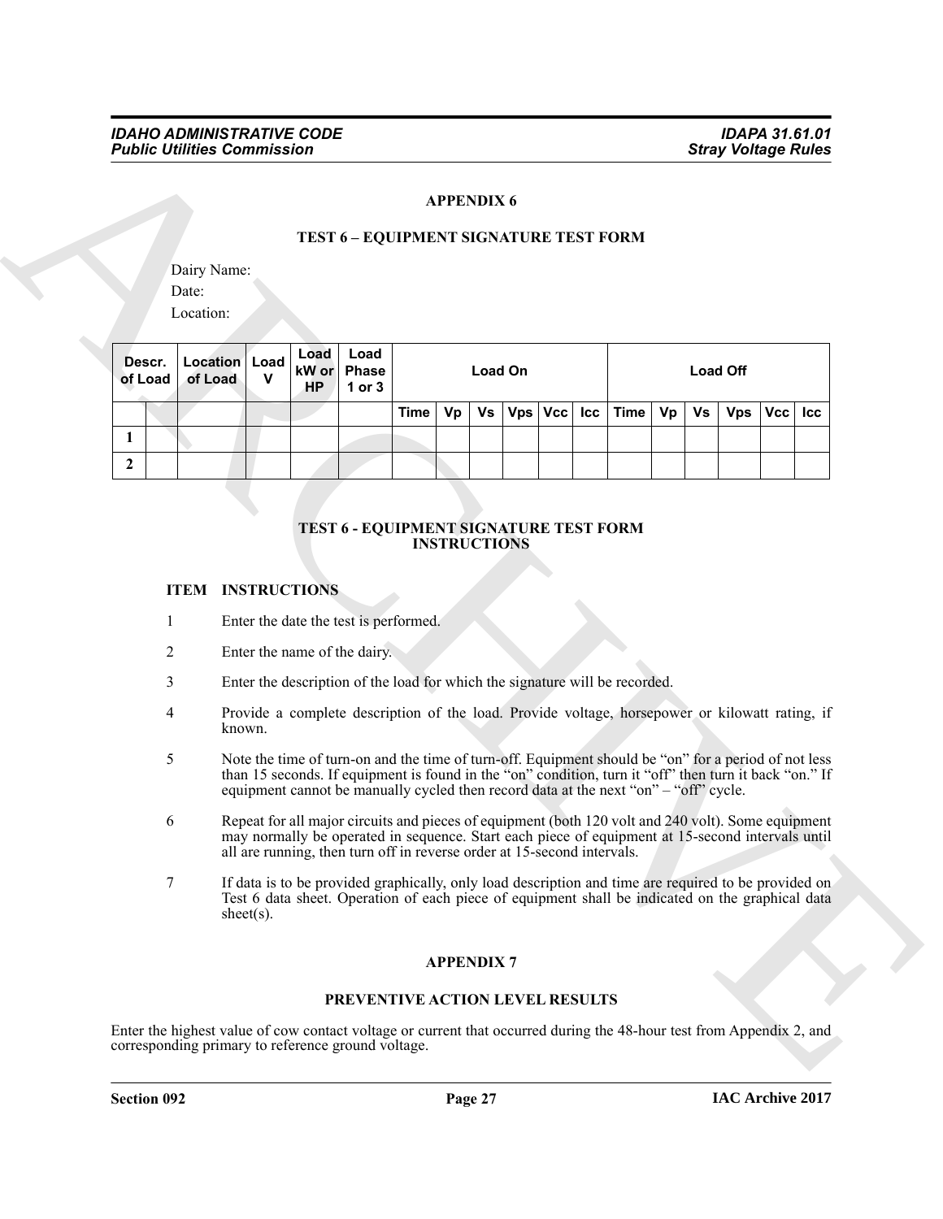## APPENDIX 6

### TEST 6 – EQUIPMENT SIGNATURE TEST FORM

Dairy Name:

Date:

Location:

| Descr. of Load | | Location of Load | Load V | Load kW or HP | Load Phase 1 or 3 | Load On | | | | | | Load Off | | | | | |
|---|---|---|---|---|---|---|---|---|---|---|---|---|---|---|---|---|---|
| | | | | | | Time | Vp | Vs | Vps | Vcc | Icc | Time | Vp | Vs | Vps | Vcc | Icc |
| 1 | | | | | | | | | | | | | | | | | |
| 2 | | | | | | | | | | | | | | | | | |

### TEST 6 - EQUIPMENT SIGNATURE TEST FORM INSTRUCTIONS

| ITEM | INSTRUCTIONS |
|---|---|
| 1 | Enter the date the test is performed. |
| 2 | Enter the name of the dairy. |
| 3 | Enter the description of the load for which the signature will be recorded. |
| 4 | Provide a complete description of the load. Provide voltage, horsepower or kilowatt rating, if known. |
| 5 | Note the time of turn-on and the time of turn-off. Equipment should be "on" for a period of not less than 15 seconds. If equipment is found in the "on" condition, turn it "off" then turn it back "on." If equipment cannot be manually cycled then record data at the next "on" – "off" cycle. |
| 6 | Repeat for all major circuits and pieces of equipment (both 120 volt and 240 volt). Some equipment may normally be operated in sequence. Start each piece of equipment at 15-second intervals until all are running, then turn off in reverse order at 15-second intervals. |
| 7 | If data is to be provided graphically, only load description and time are required to be provided on Test 6 data sheet. Operation of each piece of equipment shall be indicated on the graphical data sheet(s). |

## APPENDIX 7

### PREVENTIVE ACTION LEVEL RESULTS

Enter the highest value of cow contact voltage or current that occurred during the 48-hour test from Appendix 2, and corresponding primary to reference ground voltage.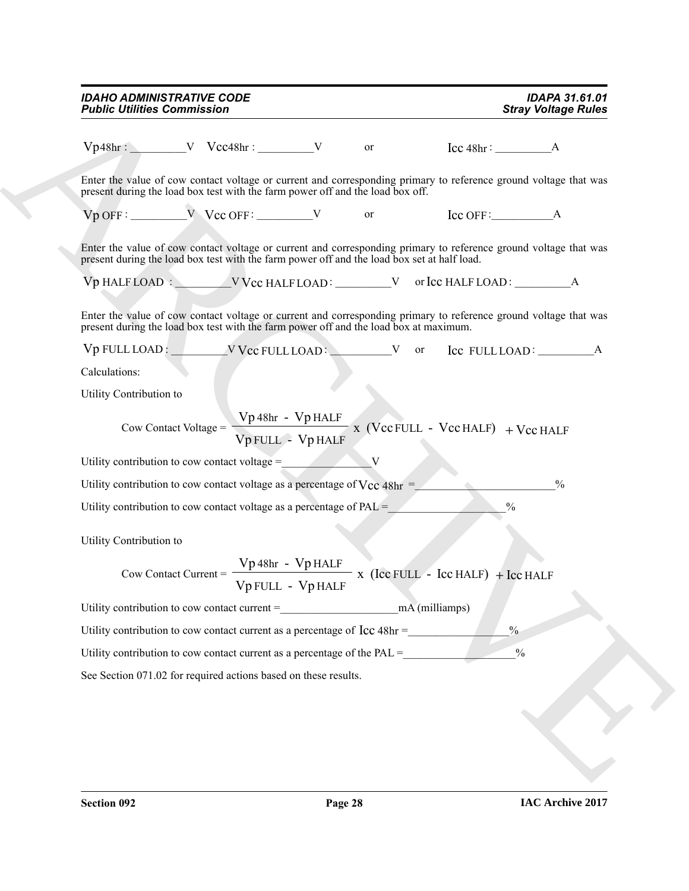$V_{p48hr}$: __________V $V_{cc48hr}$: __________V or $I_{cc\ 48hr}$: __________A

Enter the value of cow contact voltage or current and corresponding primary to reference ground voltage that was present during the load box test with the farm power off and the load box off.

$V_{p\ OFF}$: __________V $V_{cc\ OFF}$: __________V or $I_{cc\ OFF}$: __________A

Enter the value of cow contact voltage or current and corresponding primary to reference ground voltage that was present during the load box test with the farm power off and the load box set at half load.

$V_{p\ HALF\ LOAD}$: __________V $V_{cc\ HALF\ LOAD}$: __________V or $I_{cc\ HALF\ LOAD}$: __________A

Enter the value of cow contact voltage or current and corresponding primary to reference ground voltage that was present during the load box test with the farm power off and the load box at maximum.

$V_{p\ FULL\ LOAD}$: __________V $V_{cc\ FULL\ LOAD}$: __________V or $I_{cc\ FULL\ LOAD}$: __________A

Calculations:

Utility Contribution to

$$\text{Cow Contact Voltage} = \frac{V_{p\,48hr} - V_{p\,HALF}}{V_{p\,FULL} - V_{p\,HALF}} \times (V_{cc\,FULL} - V_{cc\,HALF}) + V_{cc\,HALF}$$

Utility contribution to cow contact voltage =________________V

Utility contribution to cow contact voltage as a percentage of $V_{cc\ 48hr}$ =_________________________%

Utility contribution to cow contact voltage as a percentage of PAL =_____________________%

Utility Contribution to

$$\text{Cow Contact Current} = \frac{V_{p\,48hr} - V_{p\,HALF}}{V_{p\,FULL} - V_{p\,HALF}} \times (I_{cc\,FULL} - I_{cc\,HALF}) + I_{cc\,HALF}$$

Utility contribution to cow contact current =_____________________mA (milliamps)

Utility contribution to cow contact current as a percentage of $I_{cc\ 48hr}$ =__________________%

Utility contribution to cow contact current as a percentage of the PAL =____________________%

See Section 071.02 for required actions based on these results.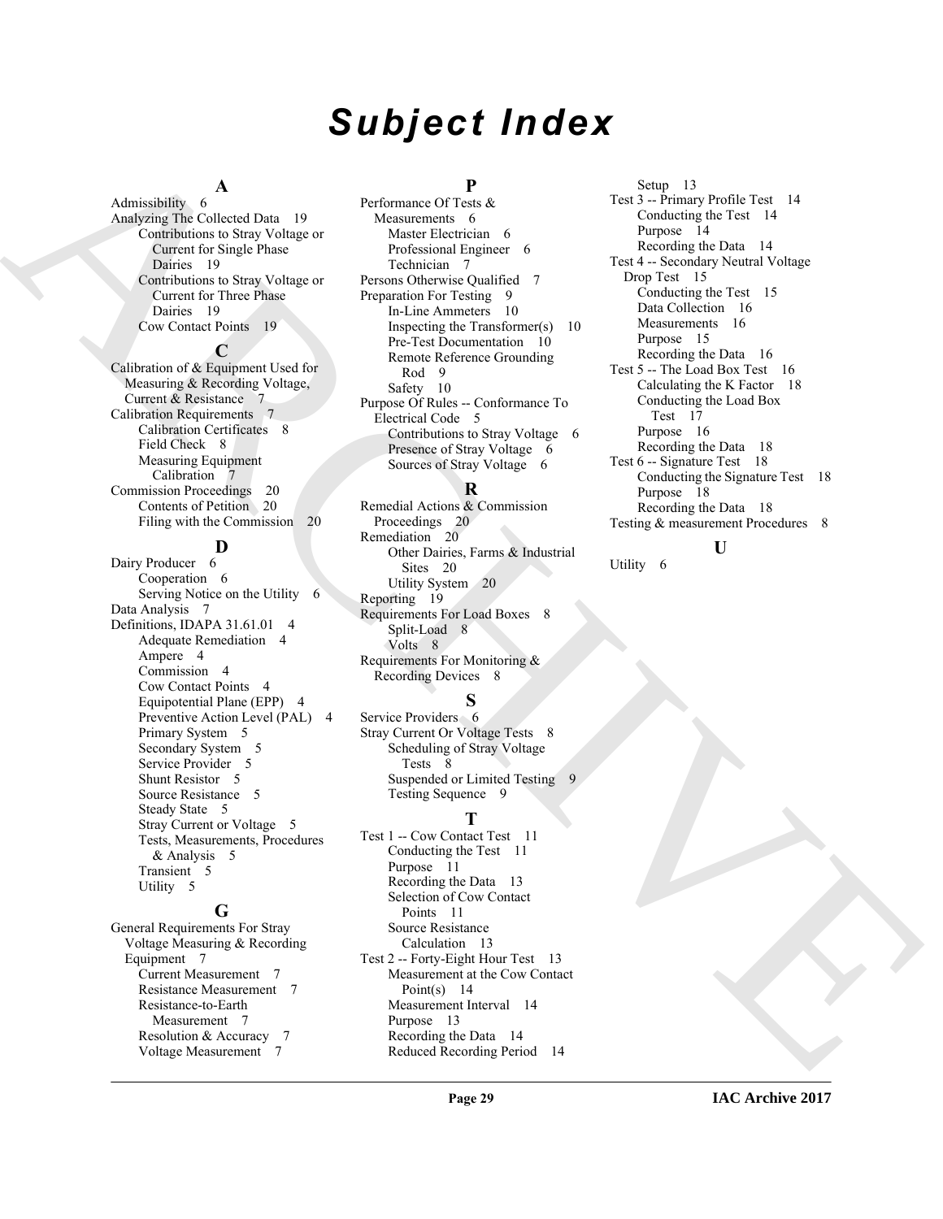# Subject Index

**A**

Admissibility 6
Analyzing The Collected Data 19
- Contributions to Stray Voltage or Current for Single Phase Dairies 19
- Contributions to Stray Voltage or Current for Three Phase Dairies 19
- Cow Contact Points 19

**C**

Calibration of & Equipment Used for Measuring & Recording Voltage, Current & Resistance 7
Calibration Requirements 7
- Calibration Certificates 8
- Field Check 8
- Measuring Equipment Calibration 7

Commission Proceedings 20
- Contents of Petition 20
- Filing with the Commission 20

**D**

Dairy Producer 6
- Cooperation 6
- Serving Notice on the Utility 6

Data Analysis 7
Definitions, IDAPA 31.61.01 4
- Adequate Remediation 4
- Ampere 4
- Commission 4
- Cow Contact Points 4
- Equipotential Plane (EPP) 4
- Preventive Action Level (PAL) 4
- Primary System 5
- Secondary System 5
- Service Provider 5
- Shunt Resistor 5
- Source Resistance 5
- Steady State 5
- Stray Current or Voltage 5
- Tests, Measurements, Procedures & Analysis 5
- Transient 5
- Utility 5

**G**

General Requirements For Stray Voltage Measuring & Recording Equipment 7
- Current Measurement 7
- Resistance Measurement 7
- Resistance-to-Earth Measurement 7
- Resolution & Accuracy 7
- Voltage Measurement 7

**P**

Performance Of Tests & Measurements 6
- Master Electrician 6
- Professional Engineer 6
- Technician 7

Persons Otherwise Qualified 7
Preparation For Testing 9
- In-Line Ammeters 10
- Inspecting the Transformer(s) 10
- Pre-Test Documentation 10
- Remote Reference Grounding Rod 9
- Safety 10

Purpose Of Rules -- Conformance To Electrical Code 5
- Contributions to Stray Voltage 6
- Presence of Stray Voltage 6
- Sources of Stray Voltage 6

**R**

Remedial Actions & Commission Proceedings 20
Remediation 20
- Other Dairies, Farms & Industrial Sites 20
- Utility System 20

Reporting 19
Requirements For Load Boxes 8
- Split-Load 8
- Volts 8

Requirements For Monitoring & Recording Devices 8

**S**

Service Providers 6
Stray Current Or Voltage Tests 8
- Scheduling of Stray Voltage Tests 8
- Suspended or Limited Testing 9
- Testing Sequence 9

**T**

Test 1 -- Cow Contact Test 11
- Conducting the Test 11
- Purpose 11
- Recording the Data 13
- Selection of Cow Contact Points 11
- Source Resistance Calculation 13

Test 2 -- Forty-Eight Hour Test 13
- Measurement at the Cow Contact Point(s) 14
- Measurement Interval 14
- Purpose 13
- Recording the Data 14
- Reduced Recording Period 14
- Setup 13

Test 3 -- Primary Profile Test 14
- Conducting the Test 14
- Purpose 14
- Recording the Data 14

Test 4 -- Secondary Neutral Voltage Drop Test 15
- Conducting the Test 15
- Data Collection 16
- Measurements 16
- Purpose 15
- Recording the Data 16

Test 5 -- The Load Box Test 16
- Calculating the K Factor 18
- Conducting the Load Box Test 17
- Purpose 16
- Recording the Data 18

Test 6 -- Signature Test 18
- Conducting the Signature Test 18
- Purpose 18
- Recording the Data 18

Testing & measurement Procedures 8

**U**

Utility 6